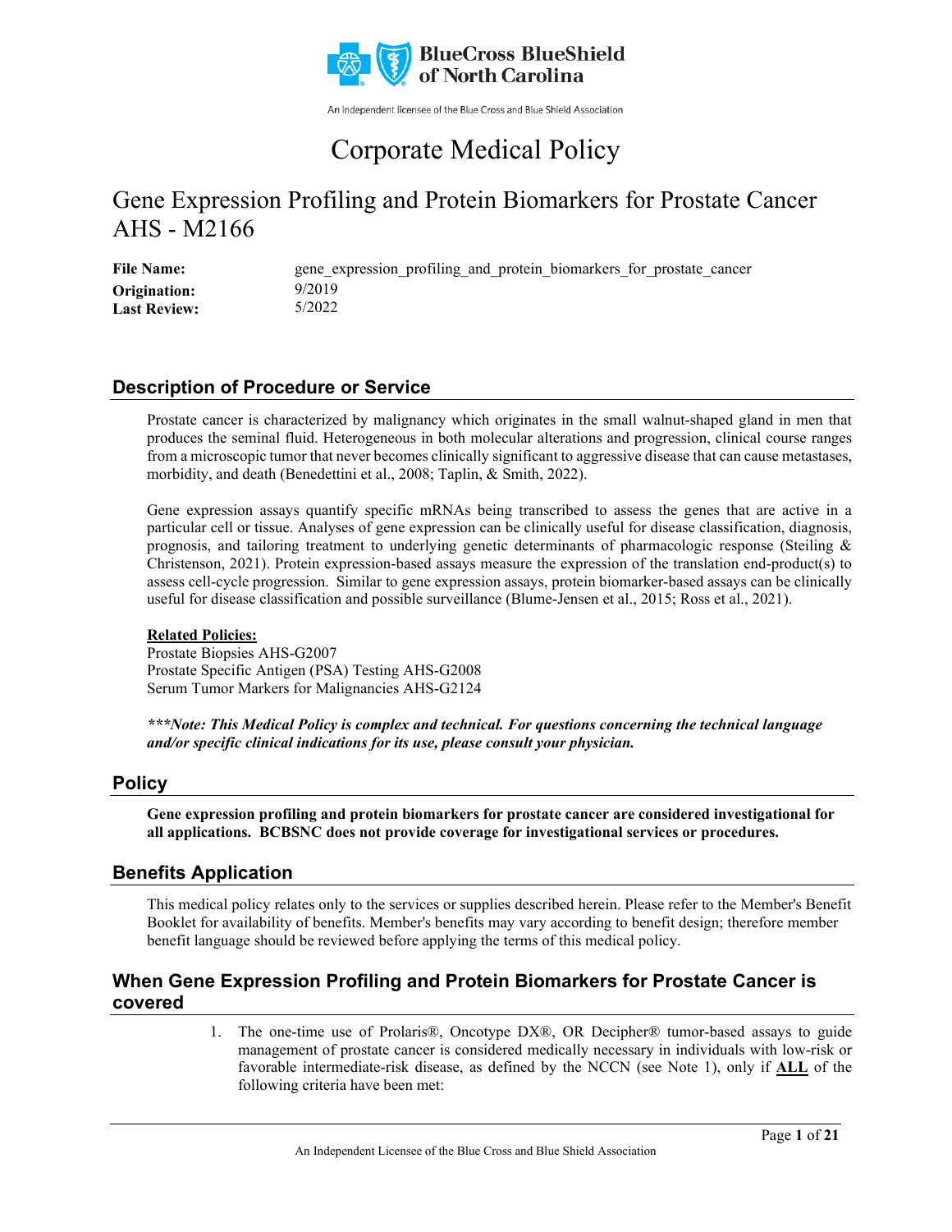BlueCross BlueShield of North Carolina

An independent licensee of the Blue Cross and Blue Shield Association

# Corporate Medical Policy

## Gene Expression Profiling and Protein Biomarkers for Prostate Cancer AHS - M2166

**File Name:** gene_expression_profiling_and_protein_biomarkers_for_prostate_cancer
**Origination:** 9/2019
**Last Review:** 5/2022

## Description of Procedure or Service

Prostate cancer is characterized by malignancy which originates in the small walnut-shaped gland in men that produces the seminal fluid. Heterogeneous in both molecular alterations and progression, clinical course ranges from a microscopic tumor that never becomes clinically significant to aggressive disease that can cause metastases, morbidity, and death (Benedettini et al., 2008; Taplin, & Smith, 2022).

Gene expression assays quantify specific mRNAs being transcribed to assess the genes that are active in a particular cell or tissue. Analyses of gene expression can be clinically useful for disease classification, diagnosis, prognosis, and tailoring treatment to underlying genetic determinants of pharmacologic response (Steiling & Christenson, 2021). Protein expression-based assays measure the expression of the translation end-product(s) to assess cell-cycle progression. Similar to gene expression assays, protein biomarker-based assays can be clinically useful for disease classification and possible surveillance (Blume-Jensen et al., 2015; Ross et al., 2021).

**Related Policies:**
Prostate Biopsies AHS-G2007
Prostate Specific Antigen (PSA) Testing AHS-G2008
Serum Tumor Markers for Malignancies AHS-G2124

***\*\*\*Note: This Medical Policy is complex and technical. For questions concerning the technical language and/or specific clinical indications for its use, please consult your physician.***

## Policy

**Gene expression profiling and protein biomarkers for prostate cancer are considered investigational for all applications. BCBSNC does not provide coverage for investigational services or procedures.**

## Benefits Application

This medical policy relates only to the services or supplies described herein. Please refer to the Member's Benefit Booklet for availability of benefits. Member's benefits may vary according to benefit design; therefore member benefit language should be reviewed before applying the terms of this medical policy.

## When Gene Expression Profiling and Protein Biomarkers for Prostate Cancer is covered

1. The one-time use of Prolaris®, Oncotype DX®, OR Decipher® tumor-based assays to guide management of prostate cancer is considered medically necessary in individuals with low-risk or favorable intermediate-risk disease, as defined by the NCCN (see Note 1), only if **ALL** of the following criteria have been met: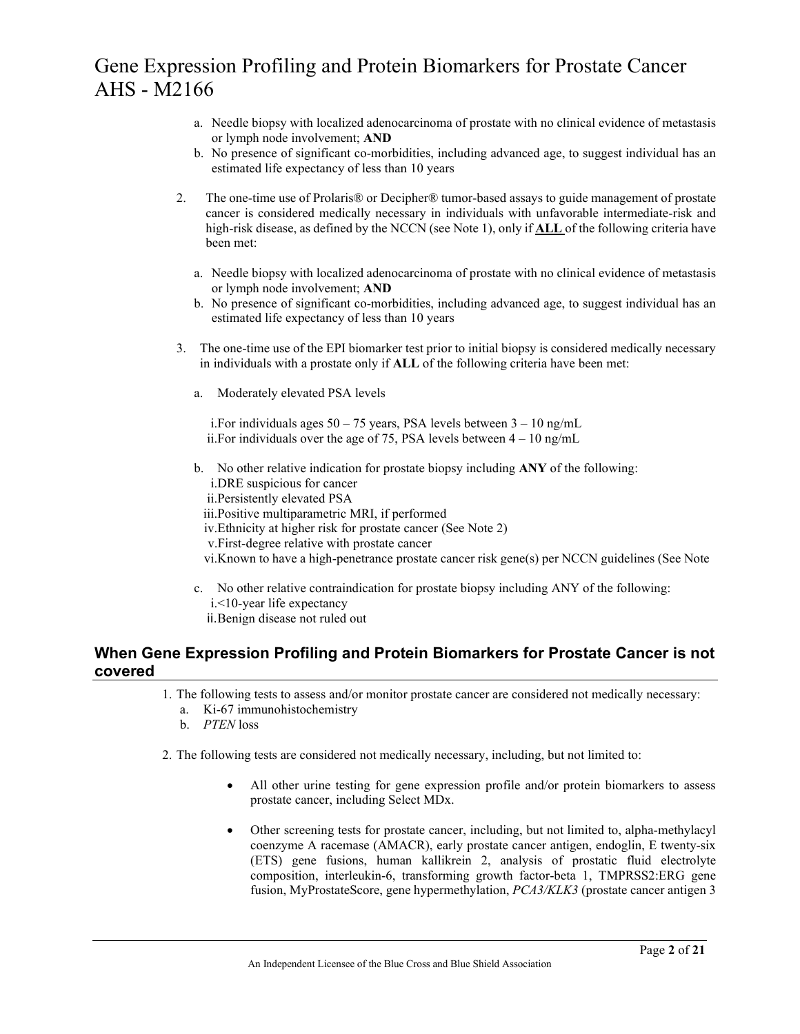a. Needle biopsy with localized adenocarcinoma of prostate with no clinical evidence of metastasis or lymph node involvement; **AND**
b. No presence of significant co-morbidities, including advanced age, to suggest individual has an estimated life expectancy of less than 10 years

2. The one-time use of Prolaris® or Decipher® tumor-based assays to guide management of prostate cancer is considered medically necessary in individuals with unfavorable intermediate-risk and high-risk disease, as defined by the NCCN (see Note 1), only if **ALL** of the following criteria have been met:

   a. Needle biopsy with localized adenocarcinoma of prostate with no clinical evidence of metastasis or lymph node involvement; **AND**
   b. No presence of significant co-morbidities, including advanced age, to suggest individual has an estimated life expectancy of less than 10 years

3. The one-time use of the EPI biomarker test prior to initial biopsy is considered medically necessary in individuals with a prostate only if **ALL** of the following criteria have been met:

   a. Moderately elevated PSA levels

      i. For individuals ages 50 – 75 years, PSA levels between 3 – 10 ng/mL
      ii. For individuals over the age of 75, PSA levels between 4 – 10 ng/mL

   b. No other relative indication for prostate biopsy including **ANY** of the following:
      i. DRE suspicious for cancer
      ii. Persistently elevated PSA
      iii. Positive multiparametric MRI, if performed
      iv. Ethnicity at higher risk for prostate cancer (See Note 2)
      v. First-degree relative with prostate cancer
      vi. Known to have a high-penetrance prostate cancer risk gene(s) per NCCN guidelines (See Note

   c. No other relative contraindication for prostate biopsy including ANY of the following:
      i. <10-year life expectancy
      ii. Benign disease not ruled out

## When Gene Expression Profiling and Protein Biomarkers for Prostate Cancer is not covered

1. The following tests to assess and/or monitor prostate cancer are considered not medically necessary:
   a. Ki-67 immunohistochemistry
   b. *PTEN* loss

2. The following tests are considered not medically necessary, including, but not limited to:

   - All other urine testing for gene expression profile and/or protein biomarkers to assess prostate cancer, including Select MDx.

   - Other screening tests for prostate cancer, including, but not limited to, alpha-methylacyl coenzyme A racemase (AMACR), early prostate cancer antigen, endoglin, E twenty-six (ETS) gene fusions, human kallikrein 2, analysis of prostatic fluid electrolyte composition, interleukin-6, transforming growth factor-beta 1, TMPRSS2:ERG gene fusion, MyProstateScore, gene hypermethylation, *PCA3/KLK3* (prostate cancer antigen 3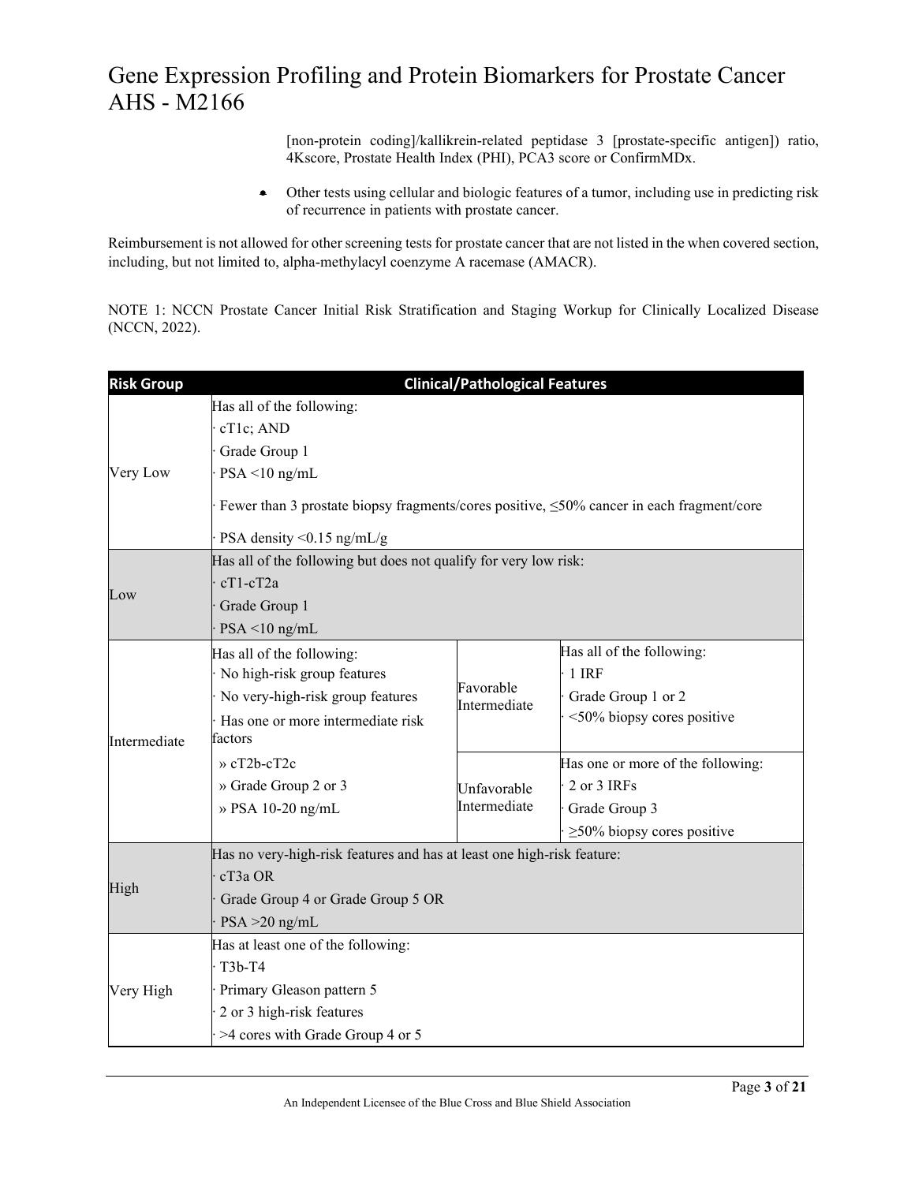[non-protein coding]/kallikrein-related peptidase 3 [prostate-specific antigen]) ratio, 4Kscore, Prostate Health Index (PHI), PCA3 score or ConfirmMDx.

- Other tests using cellular and biologic features of a tumor, including use in predicting risk of recurrence in patients with prostate cancer.

Reimbursement is not allowed for other screening tests for prostate cancer that are not listed in the when covered section, including, but not limited to, alpha-methylacyl coenzyme A racemase (AMACR).

NOTE 1: NCCN Prostate Cancer Initial Risk Stratification and Staging Workup for Clinically Localized Disease (NCCN, 2022).

| Risk Group | Clinical/Pathological Features | | |
|---|---|---|---|
| Very Low | Has all of the following:<br>· cT1c; AND<br>· Grade Group 1<br>· PSA <10 ng/mL<br>· Fewer than 3 prostate biopsy fragments/cores positive, ≤50% cancer in each fragment/core<br>· PSA density <0.15 ng/mL/g | | |
| Low | Has all of the following but does not qualify for very low risk:<br>· cT1-cT2a<br>· Grade Group 1<br>· PSA <10 ng/mL | | |
| Intermediate | Has all of the following:<br>· No high-risk group features<br>· No very-high-risk group features<br>· Has one or more intermediate risk factors<br>» cT2b-cT2c<br>» Grade Group 2 or 3<br>» PSA 10-20 ng/mL | Favorable Intermediate | Has all of the following:<br>· 1 IRF<br>· Grade Group 1 or 2<br>· <50% biopsy cores positive |
| | | Unfavorable Intermediate | Has one or more of the following:<br>· 2 or 3 IRFs<br>· Grade Group 3<br>· ≥50% biopsy cores positive |
| High | Has no very-high-risk features and has at least one high-risk feature:<br>· cT3a OR<br>· Grade Group 4 or Grade Group 5 OR<br>· PSA >20 ng/mL | | |
| Very High | Has at least one of the following:<br>· T3b-T4<br>· Primary Gleason pattern 5<br>· 2 or 3 high-risk features<br>· >4 cores with Grade Group 4 or 5 | | |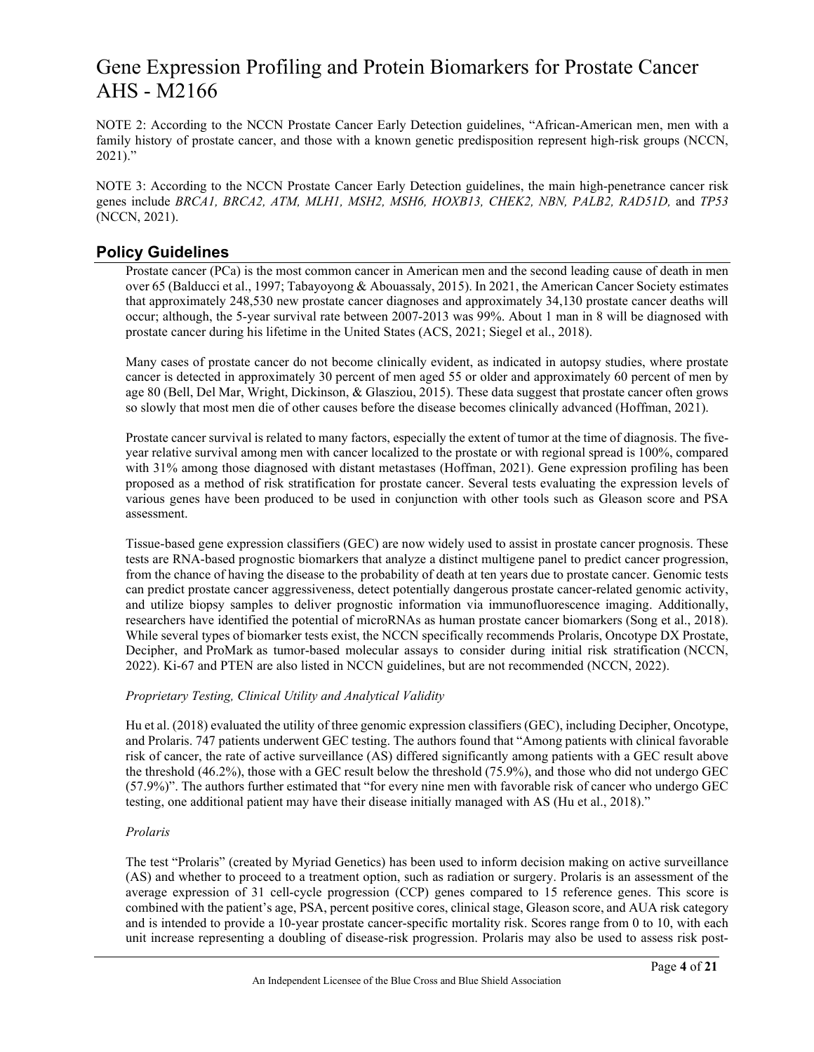NOTE 2: According to the NCCN Prostate Cancer Early Detection guidelines, "African-American men, men with a family history of prostate cancer, and those with a known genetic predisposition represent high-risk groups (NCCN, 2021)."

NOTE 3: According to the NCCN Prostate Cancer Early Detection guidelines, the main high-penetrance cancer risk genes include *BRCA1, BRCA2, ATM, MLH1, MSH2, MSH6, HOXB13, CHEK2, NBN, PALB2, RAD51D,* and *TP53* (NCCN, 2021).

## Policy Guidelines

Prostate cancer (PCa) is the most common cancer in American men and the second leading cause of death in men over 65 (Balducci et al., 1997; Tabayoyong & Abouassaly, 2015). In 2021, the American Cancer Society estimates that approximately 248,530 new prostate cancer diagnoses and approximately 34,130 prostate cancer deaths will occur; although, the 5-year survival rate between 2007-2013 was 99%. About 1 man in 8 will be diagnosed with prostate cancer during his lifetime in the United States (ACS, 2021; Siegel et al., 2018).

Many cases of prostate cancer do not become clinically evident, as indicated in autopsy studies, where prostate cancer is detected in approximately 30 percent of men aged 55 or older and approximately 60 percent of men by age 80 (Bell, Del Mar, Wright, Dickinson, & Glasziou, 2015). These data suggest that prostate cancer often grows so slowly that most men die of other causes before the disease becomes clinically advanced (Hoffman, 2021).

Prostate cancer survival is related to many factors, especially the extent of tumor at the time of diagnosis. The five-year relative survival among men with cancer localized to the prostate or with regional spread is 100%, compared with 31% among those diagnosed with distant metastases (Hoffman, 2021). Gene expression profiling has been proposed as a method of risk stratification for prostate cancer. Several tests evaluating the expression levels of various genes have been produced to be used in conjunction with other tools such as Gleason score and PSA assessment.

Tissue-based gene expression classifiers (GEC) are now widely used to assist in prostate cancer prognosis. These tests are RNA-based prognostic biomarkers that analyze a distinct multigene panel to predict cancer progression, from the chance of having the disease to the probability of death at ten years due to prostate cancer. Genomic tests can predict prostate cancer aggressiveness, detect potentially dangerous prostate cancer-related genomic activity, and utilize biopsy samples to deliver prognostic information via immunofluorescence imaging. Additionally, researchers have identified the potential of microRNAs as human prostate cancer biomarkers (Song et al., 2018). While several types of biomarker tests exist, the NCCN specifically recommends Prolaris, Oncotype DX Prostate, Decipher, and ProMark as tumor-based molecular assays to consider during initial risk stratification (NCCN, 2022). Ki-67 and PTEN are also listed in NCCN guidelines, but are not recommended (NCCN, 2022).

*Proprietary Testing, Clinical Utility and Analytical Validity*

Hu et al. (2018) evaluated the utility of three genomic expression classifiers (GEC), including Decipher, Oncotype, and Prolaris. 747 patients underwent GEC testing. The authors found that "Among patients with clinical favorable risk of cancer, the rate of active surveillance (AS) differed significantly among patients with a GEC result above the threshold (46.2%), those with a GEC result below the threshold (75.9%), and those who did not undergo GEC (57.9%)". The authors further estimated that "for every nine men with favorable risk of cancer who undergo GEC testing, one additional patient may have their disease initially managed with AS (Hu et al., 2018)."

*Prolaris*

The test "Prolaris" (created by Myriad Genetics) has been used to inform decision making on active surveillance (AS) and whether to proceed to a treatment option, such as radiation or surgery. Prolaris is an assessment of the average expression of 31 cell-cycle progression (CCP) genes compared to 15 reference genes. This score is combined with the patient's age, PSA, percent positive cores, clinical stage, Gleason score, and AUA risk category and is intended to provide a 10-year prostate cancer-specific mortality risk. Scores range from 0 to 10, with each unit increase representing a doubling of disease-risk progression. Prolaris may also be used to assess risk post-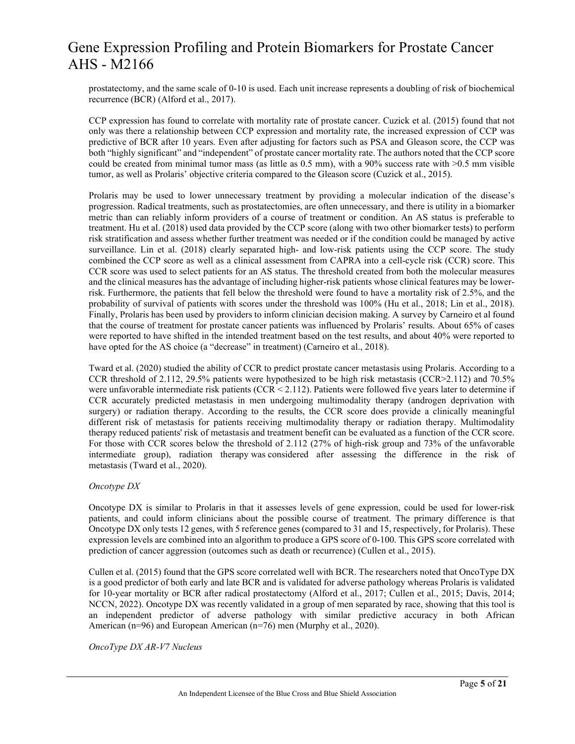prostatectomy, and the same scale of 0-10 is used. Each unit increase represents a doubling of risk of biochemical recurrence (BCR) (Alford et al., 2017).

CCP expression has found to correlate with mortality rate of prostate cancer. Cuzick et al. (2015) found that not only was there a relationship between CCP expression and mortality rate, the increased expression of CCP was predictive of BCR after 10 years. Even after adjusting for factors such as PSA and Gleason score, the CCP was both "highly significant" and "independent" of prostate cancer mortality rate. The authors noted that the CCP score could be created from minimal tumor mass (as little as 0.5 mm), with a 90% success rate with >0.5 mm visible tumor, as well as Prolaris' objective criteria compared to the Gleason score (Cuzick et al., 2015).

Prolaris may be used to lower unnecessary treatment by providing a molecular indication of the disease's progression. Radical treatments, such as prostatectomies, are often unnecessary, and there is utility in a biomarker metric than can reliably inform providers of a course of treatment or condition. An AS status is preferable to treatment. Hu et al. (2018) used data provided by the CCP score (along with two other biomarker tests) to perform risk stratification and assess whether further treatment was needed or if the condition could be managed by active surveillance. Lin et al. (2018) clearly separated high- and low-risk patients using the CCP score. The study combined the CCP score as well as a clinical assessment from CAPRA into a cell-cycle risk (CCR) score. This CCR score was used to select patients for an AS status. The threshold created from both the molecular measures and the clinical measures has the advantage of including higher-risk patients whose clinical features may be lower-risk. Furthermore, the patients that fell below the threshold were found to have a mortality risk of 2.5%, and the probability of survival of patients with scores under the threshold was 100% (Hu et al., 2018; Lin et al., 2018). Finally, Prolaris has been used by providers to inform clinician decision making. A survey by Carneiro et al found that the course of treatment for prostate cancer patients was influenced by Prolaris' results. About 65% of cases were reported to have shifted in the intended treatment based on the test results, and about 40% were reported to have opted for the AS choice (a "decrease" in treatment) (Carneiro et al., 2018).

Tward et al. (2020) studied the ability of CCR to predict prostate cancer metastasis using Prolaris. According to a CCR threshold of 2.112, 29.5% patients were hypothesized to be high risk metastasis (CCR>2.112) and 70.5% were unfavorable intermediate risk patients (CCR < 2.112). Patients were followed five years later to determine if CCR accurately predicted metastasis in men undergoing multimodality therapy (androgen deprivation with surgery) or radiation therapy. According to the results, the CCR score does provide a clinically meaningful different risk of metastasis for patients receiving multimodality therapy or radiation therapy. Multimodality therapy reduced patients' risk of metastasis and treatment benefit can be evaluated as a function of the CCR score. For those with CCR scores below the threshold of 2.112 (27% of high-risk group and 73% of the unfavorable intermediate group), radiation therapy was considered after assessing the difference in the risk of metastasis (Tward et al., 2020).

*Oncotype DX*

Oncotype DX is similar to Prolaris in that it assesses levels of gene expression, could be used for lower-risk patients, and could inform clinicians about the possible course of treatment. The primary difference is that Oncotype DX only tests 12 genes, with 5 reference genes (compared to 31 and 15, respectively, for Prolaris). These expression levels are combined into an algorithm to produce a GPS score of 0-100. This GPS score correlated with prediction of cancer aggression (outcomes such as death or recurrence) (Cullen et al., 2015).

Cullen et al. (2015) found that the GPS score correlated well with BCR. The researchers noted that OncoType DX is a good predictor of both early and late BCR and is validated for adverse pathology whereas Prolaris is validated for 10-year mortality or BCR after radical prostatectomy (Alford et al., 2017; Cullen et al., 2015; Davis, 2014; NCCN, 2022). Oncotype DX was recently validated in a group of men separated by race, showing that this tool is an independent predictor of adverse pathology with similar predictive accuracy in both African American (n=96) and European American (n=76) men (Murphy et al., 2020).

*OncoType DX AR-V7 Nucleus*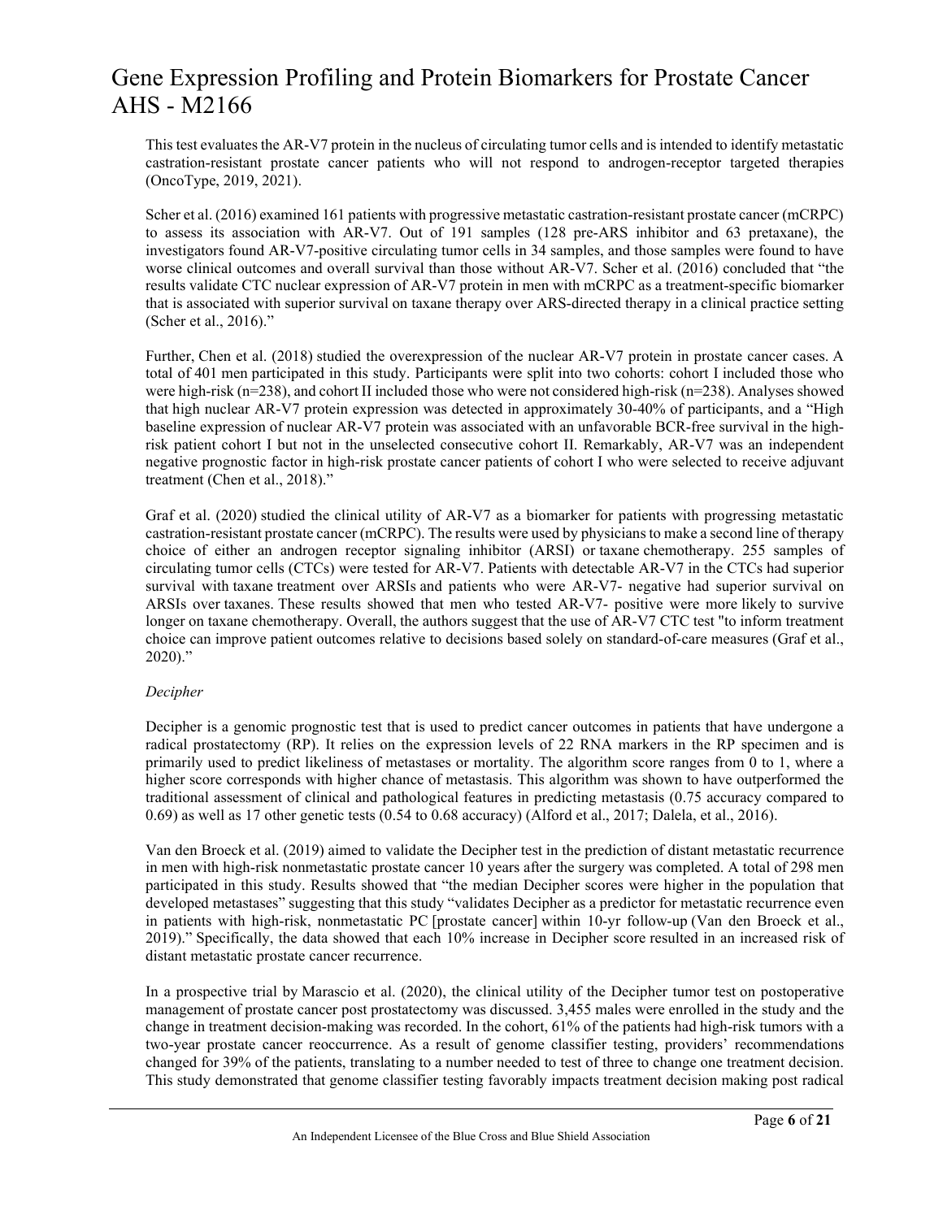This test evaluates the AR-V7 protein in the nucleus of circulating tumor cells and is intended to identify metastatic castration-resistant prostate cancer patients who will not respond to androgen-receptor targeted therapies (OncoType, 2019, 2021).

Scher et al. (2016) examined 161 patients with progressive metastatic castration-resistant prostate cancer (mCRPC) to assess its association with AR-V7. Out of 191 samples (128 pre-ARS inhibitor and 63 pretaxane), the investigators found AR-V7-positive circulating tumor cells in 34 samples, and those samples were found to have worse clinical outcomes and overall survival than those without AR-V7. Scher et al. (2016) concluded that "the results validate CTC nuclear expression of AR-V7 protein in men with mCRPC as a treatment-specific biomarker that is associated with superior survival on taxane therapy over ARS-directed therapy in a clinical practice setting (Scher et al., 2016)."

Further, Chen et al. (2018) studied the overexpression of the nuclear AR-V7 protein in prostate cancer cases. A total of 401 men participated in this study. Participants were split into two cohorts: cohort I included those who were high-risk (n=238), and cohort II included those who were not considered high-risk (n=238). Analyses showed that high nuclear AR-V7 protein expression was detected in approximately 30-40% of participants, and a "High baseline expression of nuclear AR-V7 protein was associated with an unfavorable BCR-free survival in the high-risk patient cohort I but not in the unselected consecutive cohort II. Remarkably, AR-V7 was an independent negative prognostic factor in high-risk prostate cancer patients of cohort I who were selected to receive adjuvant treatment (Chen et al., 2018)."

Graf et al. (2020) studied the clinical utility of AR-V7 as a biomarker for patients with progressing metastatic castration-resistant prostate cancer (mCRPC). The results were used by physicians to make a second line of therapy choice of either an androgen receptor signaling inhibitor (ARSI) or taxane chemotherapy. 255 samples of circulating tumor cells (CTCs) were tested for AR-V7. Patients with detectable AR-V7 in the CTCs had superior survival with taxane treatment over ARSIs and patients who were AR-V7- negative had superior survival on ARSIs over taxanes. These results showed that men who tested AR-V7- positive were more likely to survive longer on taxane chemotherapy. Overall, the authors suggest that the use of AR-V7 CTC test "to inform treatment choice can improve patient outcomes relative to decisions based solely on standard-of-care measures (Graf et al., 2020)."

*Decipher*

Decipher is a genomic prognostic test that is used to predict cancer outcomes in patients that have undergone a radical prostatectomy (RP). It relies on the expression levels of 22 RNA markers in the RP specimen and is primarily used to predict likeliness of metastases or mortality. The algorithm score ranges from 0 to 1, where a higher score corresponds with higher chance of metastasis. This algorithm was shown to have outperformed the traditional assessment of clinical and pathological features in predicting metastasis (0.75 accuracy compared to 0.69) as well as 17 other genetic tests (0.54 to 0.68 accuracy) (Alford et al., 2017; Dalela, et al., 2016).

Van den Broeck et al. (2019) aimed to validate the Decipher test in the prediction of distant metastatic recurrence in men with high-risk nonmetastatic prostate cancer 10 years after the surgery was completed. A total of 298 men participated in this study. Results showed that "the median Decipher scores were higher in the population that developed metastases" suggesting that this study "validates Decipher as a predictor for metastatic recurrence even in patients with high-risk, nonmetastatic PC [prostate cancer] within 10-yr follow-up (Van den Broeck et al., 2019)." Specifically, the data showed that each 10% increase in Decipher score resulted in an increased risk of distant metastatic prostate cancer recurrence.

In a prospective trial by Marascio et al. (2020), the clinical utility of the Decipher tumor test on postoperative management of prostate cancer post prostatectomy was discussed. 3,455 males were enrolled in the study and the change in treatment decision-making was recorded. In the cohort, 61% of the patients had high-risk tumors with a two-year prostate cancer reoccurrence. As a result of genome classifier testing, providers' recommendations changed for 39% of the patients, translating to a number needed to test of three to change one treatment decision. This study demonstrated that genome classifier testing favorably impacts treatment decision making post radical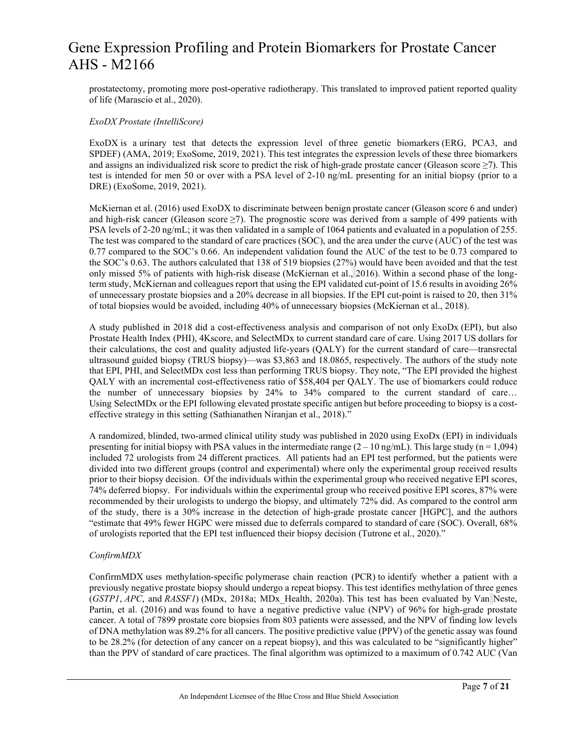prostatectomy, promoting more post-operative radiotherapy. This translated to improved patient reported quality of life (Marascio et al., 2020).

*ExoDX Prostate (IntelliScore)*

ExoDX is a urinary test that detects the expression level of three genetic biomarkers (ERG, PCA3, and SPDEF) (AMA, 2019; ExoSome, 2019, 2021). This test integrates the expression levels of these three biomarkers and assigns an individualized risk score to predict the risk of high-grade prostate cancer (Gleason score ≥7). This test is intended for men 50 or over with a PSA level of 2-10 ng/mL presenting for an initial biopsy (prior to a DRE) (ExoSome, 2019, 2021).

McKiernan et al. (2016) used ExoDX to discriminate between benign prostate cancer (Gleason score 6 and under) and high-risk cancer (Gleason score ≥7). The prognostic score was derived from a sample of 499 patients with PSA levels of 2-20 ng/mL; it was then validated in a sample of 1064 patients and evaluated in a population of 255. The test was compared to the standard of care practices (SOC), and the area under the curve (AUC) of the test was 0.77 compared to the SOC's 0.66. An independent validation found the AUC of the test to be 0.73 compared to the SOC's 0.63. The authors calculated that 138 of 519 biopsies (27%) would have been avoided and that the test only missed 5% of patients with high-risk disease (McKiernan et al., 2016). Within a second phase of the long-term study, McKiernan and colleagues report that using the EPI validated cut-point of 15.6 results in avoiding 26% of unnecessary prostate biopsies and a 20% decrease in all biopsies. If the EPI cut-point is raised to 20, then 31% of total biopsies would be avoided, including 40% of unnecessary biopsies (McKiernan et al., 2018).

A study published in 2018 did a cost-effectiveness analysis and comparison of not only ExoDx (EPI), but also Prostate Health Index (PHI), 4Kscore, and SelectMDx to current standard care of care. Using 2017 US dollars for their calculations, the cost and quality adjusted life-years (QALY) for the current standard of care—transrectal ultrasound guided biopsy (TRUS biopsy)—was $3,863 and 18.0865, respectively. The authors of the study note that EPI, PHI, and SelectMDx cost less than performing TRUS biopsy. They note, "The EPI provided the highest QALY with an incremental cost-effectiveness ratio of $58,404 per QALY. The use of biomarkers could reduce the number of unnecessary biopsies by 24% to 34% compared to the current standard of care… Using SelectMDx or the EPI following elevated prostate specific antigen but before proceeding to biopsy is a cost-effective strategy in this setting (Sathianathen Niranjan et al., 2018)."

A randomized, blinded, two-armed clinical utility study was published in 2020 using ExoDx (EPI) in individuals presenting for initial biopsy with PSA values in the intermediate range (2 – 10 ng/mL). This large study (n = 1,094) included 72 urologists from 24 different practices. All patients had an EPI test performed, but the patients were divided into two different groups (control and experimental) where only the experimental group received results prior to their biopsy decision. Of the individuals within the experimental group who received negative EPI scores, 74% deferred biopsy. For individuals within the experimental group who received positive EPI scores, 87% were recommended by their urologists to undergo the biopsy, and ultimately 72% did. As compared to the control arm of the study, there is a 30% increase in the detection of high-grade prostate cancer [HGPC], and the authors "estimate that 49% fewer HGPC were missed due to deferrals compared to standard of care (SOC). Overall, 68% of urologists reported that the EPI test influenced their biopsy decision (Tutrone et al., 2020)."

*ConfirmMDX*

ConfirmMDX uses methylation-specific polymerase chain reaction (PCR) to identify whether a patient with a previously negative prostate biopsy should undergo a repeat biopsy. This test identifies methylation of three genes (*GSTP1*, *APC*, and *RASSF1*) (MDx, 2018a; MDx_Health, 2020a). This test has been evaluated by Van Neste, Partin, et al. (2016) and was found to have a negative predictive value (NPV) of 96% for high-grade prostate cancer. A total of 7899 prostate core biopsies from 803 patients were assessed, and the NPV of finding low levels of DNA methylation was 89.2% for all cancers. The positive predictive value (PPV) of the genetic assay was found to be 28.2% (for detection of any cancer on a repeat biopsy), and this was calculated to be "significantly higher" than the PPV of standard of care practices. The final algorithm was optimized to a maximum of 0.742 AUC (Van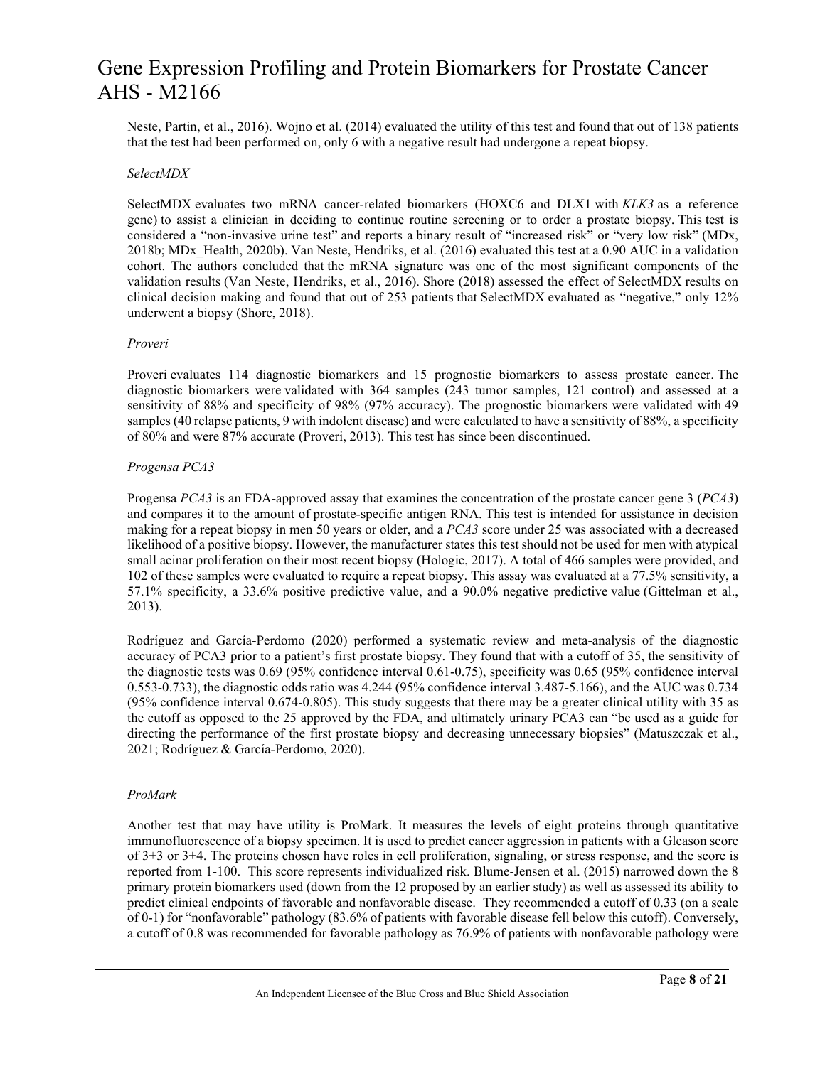Neste, Partin, et al., 2016). Wojno et al. (2014) evaluated the utility of this test and found that out of 138 patients that the test had been performed on, only 6 with a negative result had undergone a repeat biopsy.

*SelectMDX*

SelectMDX evaluates two mRNA cancer-related biomarkers (HOXC6 and DLX1 with *KLK3* as a reference gene) to assist a clinician in deciding to continue routine screening or to order a prostate biopsy. This test is considered a "non-invasive urine test" and reports a binary result of "increased risk" or "very low risk" (MDx, 2018b; MDx_Health, 2020b). Van Neste, Hendriks, et al. (2016) evaluated this test at a 0.90 AUC in a validation cohort. The authors concluded that the mRNA signature was one of the most significant components of the validation results (Van Neste, Hendriks, et al., 2016). Shore (2018) assessed the effect of SelectMDX results on clinical decision making and found that out of 253 patients that SelectMDX evaluated as "negative," only 12% underwent a biopsy (Shore, 2018).

*Proveri*

Proveri evaluates 114 diagnostic biomarkers and 15 prognostic biomarkers to assess prostate cancer. The diagnostic biomarkers were validated with 364 samples (243 tumor samples, 121 control) and assessed at a sensitivity of 88% and specificity of 98% (97% accuracy). The prognostic biomarkers were validated with 49 samples (40 relapse patients, 9 with indolent disease) and were calculated to have a sensitivity of 88%, a specificity of 80% and were 87% accurate (Proveri, 2013). This test has since been discontinued.

*Progensa PCA3*

Progensa *PCA3* is an FDA-approved assay that examines the concentration of the prostate cancer gene 3 (*PCA3*) and compares it to the amount of prostate-specific antigen RNA. This test is intended for assistance in decision making for a repeat biopsy in men 50 years or older, and a *PCA3* score under 25 was associated with a decreased likelihood of a positive biopsy. However, the manufacturer states this test should not be used for men with atypical small acinar proliferation on their most recent biopsy (Hologic, 2017). A total of 466 samples were provided, and 102 of these samples were evaluated to require a repeat biopsy. This assay was evaluated at a 77.5% sensitivity, a 57.1% specificity, a 33.6% positive predictive value, and a 90.0% negative predictive value (Gittelman et al., 2013).

Rodríguez and García-Perdomo (2020) performed a systematic review and meta-analysis of the diagnostic accuracy of PCA3 prior to a patient's first prostate biopsy. They found that with a cutoff of 35, the sensitivity of the diagnostic tests was 0.69 (95% confidence interval 0.61-0.75), specificity was 0.65 (95% confidence interval 0.553-0.733), the diagnostic odds ratio was 4.244 (95% confidence interval 3.487-5.166), and the AUC was 0.734 (95% confidence interval 0.674-0.805). This study suggests that there may be a greater clinical utility with 35 as the cutoff as opposed to the 25 approved by the FDA, and ultimately urinary PCA3 can "be used as a guide for directing the performance of the first prostate biopsy and decreasing unnecessary biopsies" (Matuszczak et al., 2021; Rodríguez & García-Perdomo, 2020).

*ProMark*

Another test that may have utility is ProMark. It measures the levels of eight proteins through quantitative immunofluorescence of a biopsy specimen. It is used to predict cancer aggression in patients with a Gleason score of 3+3 or 3+4. The proteins chosen have roles in cell proliferation, signaling, or stress response, and the score is reported from 1-100. This score represents individualized risk. Blume-Jensen et al. (2015) narrowed down the 8 primary protein biomarkers used (down from the 12 proposed by an earlier study) as well as assessed its ability to predict clinical endpoints of favorable and nonfavorable disease. They recommended a cutoff of 0.33 (on a scale of 0-1) for "nonfavorable" pathology (83.6% of patients with favorable disease fell below this cutoff). Conversely, a cutoff of 0.8 was recommended for favorable pathology as 76.9% of patients with nonfavorable pathology were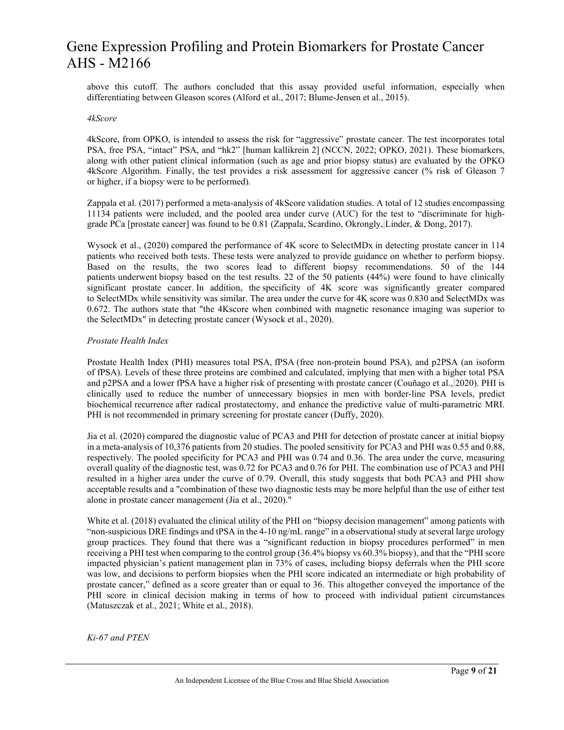above this cutoff. The authors concluded that this assay provided useful information, especially when differentiating between Gleason scores (Alford et al., 2017; Blume-Jensen et al., 2015).

*4kScore*

4kScore, from OPKO, is intended to assess the risk for "aggressive" prostate cancer. The test incorporates total PSA, free PSA, "intact" PSA, and "hk2" [human kallikrein 2] (NCCN, 2022; OPKO, 2021). These biomarkers, along with other patient clinical information (such as age and prior biopsy status) are evaluated by the OPKO 4kScore Algorithm. Finally, the test provides a risk assessment for aggressive cancer (% risk of Gleason 7 or higher, if a biopsy were to be performed).

Zappala et al. (2017) performed a meta-analysis of 4kScore validation studies. A total of 12 studies encompassing 11134 patients were included, and the pooled area under curve (AUC) for the test to "discriminate for high-grade PCa [prostate cancer] was found to be 0.81 (Zappala, Scardino, Okrongly, Linder, & Dong, 2017).

Wysock et al., (2020) compared the performance of 4K score to SelectMDx in detecting prostate cancer in 114 patients who received both tests. These tests were analyzed to provide guidance on whether to perform biopsy. Based on the results, the two scores lead to different biopsy recommendations. 50 of the 144 patients underwent biopsy based on the test results. 22 of the 50 patients (44%) were found to have clinically significant prostate cancer. In addition, the specificity of 4K score was significantly greater compared to SelectMDx while sensitivity was similar. The area under the curve for 4K score was 0.830 and SelectMDx was 0.672. The authors state that "the 4Kscore when combined with magnetic resonance imaging was superior to the SelectMDx" in detecting prostate cancer (Wysock et al., 2020).

*Prostate Health Index*

Prostate Health Index (PHI) measures total PSA, fPSA (free non-protein bound PSA), and p2PSA (an isoform of fPSA). Levels of these three proteins are combined and calculated, implying that men with a higher total PSA and p2PSA and a lower fPSA have a higher risk of presenting with prostate cancer (Couñago et al., 2020). PHI is clinically used to reduce the number of unnecessary biopsies in men with border-line PSA levels, predict biochemical recurrence after radical prostatectomy, and enhance the predictive value of multi-parametric MRI. PHI is not recommended in primary screening for prostate cancer (Duffy, 2020).

Jia et al. (2020) compared the diagnostic value of PCA3 and PHI for detection of prostate cancer at initial biopsy in a meta-analysis of 10,376 patients from 20 studies. The pooled sensitivity for PCA3 and PHI was 0.55 and 0.88, respectively. The pooled specificity for PCA3 and PHI was 0.74 and 0.36. The area under the curve, measuring overall quality of the diagnostic test, was 0.72 for PCA3 and 0.76 for PHI. The combination use of PCA3 and PHI resulted in a higher area under the curve of 0.79. Overall, this study suggests that both PCA3 and PHI show acceptable results and a "combination of these two diagnostic tests may be more helpful than the use of either test alone in prostate cancer management (Jia et al., 2020)."

White et al. (2018) evaluated the clinical utility of the PHI on "biopsy decision management" among patients with "non-suspicious DRE findings and tPSA in the 4-10 ng/mL range" in a observational study at several large urology group practices. They found that there was a "significant reduction in biopsy procedures performed" in men receiving a PHI test when comparing to the control group (36.4% biopsy vs 60.3% biopsy), and that the "PHI score impacted physician's patient management plan in 73% of cases, including biopsy deferrals when the PHI score was low, and decisions to perform biopsies when the PHI score indicated an intermediate or high probability of prostate cancer," defined as a score greater than or equal to 36. This altogether conveyed the importance of the PHI score in clinical decision making in terms of how to proceed with individual patient circumstances (Matuszczak et al., 2021; White et al., 2018).

*Ki-67 and PTEN*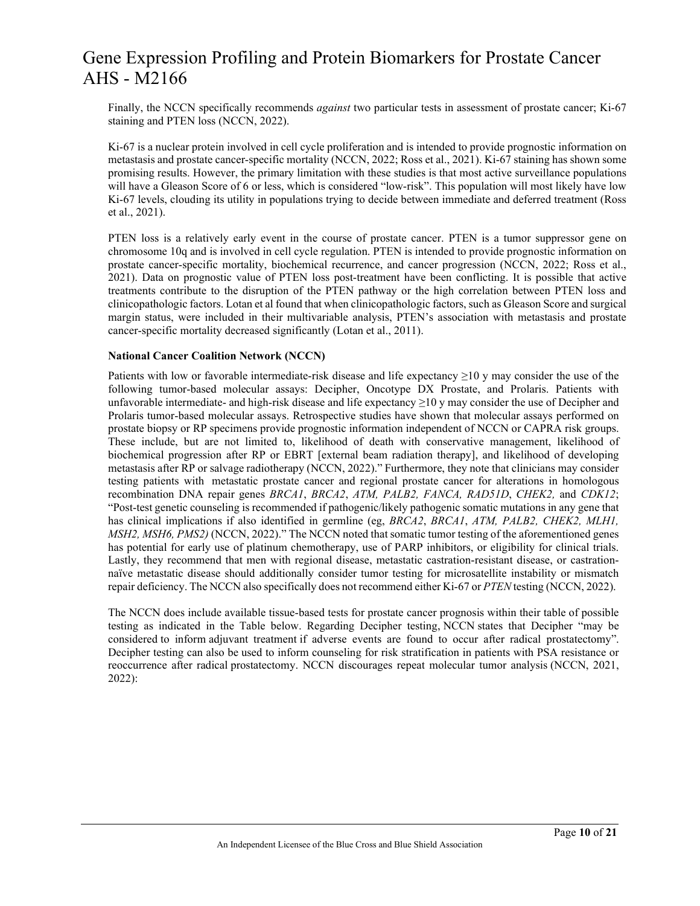Finally, the NCCN specifically recommends *against* two particular tests in assessment of prostate cancer; Ki-67 staining and PTEN loss (NCCN, 2022).

Ki-67 is a nuclear protein involved in cell cycle proliferation and is intended to provide prognostic information on metastasis and prostate cancer-specific mortality (NCCN, 2022; Ross et al., 2021). Ki-67 staining has shown some promising results. However, the primary limitation with these studies is that most active surveillance populations will have a Gleason Score of 6 or less, which is considered "low-risk". This population will most likely have low Ki-67 levels, clouding its utility in populations trying to decide between immediate and deferred treatment (Ross et al., 2021).

PTEN loss is a relatively early event in the course of prostate cancer. PTEN is a tumor suppressor gene on chromosome 10q and is involved in cell cycle regulation. PTEN is intended to provide prognostic information on prostate cancer-specific mortality, biochemical recurrence, and cancer progression (NCCN, 2022; Ross et al., 2021). Data on prognostic value of PTEN loss post-treatment have been conflicting. It is possible that active treatments contribute to the disruption of the PTEN pathway or the high correlation between PTEN loss and clinicopathologic factors. Lotan et al found that when clinicopathologic factors, such as Gleason Score and surgical margin status, were included in their multivariable analysis, PTEN's association with metastasis and prostate cancer-specific mortality decreased significantly (Lotan et al., 2011).

**National Cancer Coalition Network (NCCN)**

Patients with low or favorable intermediate-risk disease and life expectancy ≥10 y may consider the use of the following tumor-based molecular assays: Decipher, Oncotype DX Prostate, and Prolaris. Patients with unfavorable intermediate- and high-risk disease and life expectancy ≥10 y may consider the use of Decipher and Prolaris tumor-based molecular assays. Retrospective studies have shown that molecular assays performed on prostate biopsy or RP specimens provide prognostic information independent of NCCN or CAPRA risk groups. These include, but are not limited to, likelihood of death with conservative management, likelihood of biochemical progression after RP or EBRT [external beam radiation therapy], and likelihood of developing metastasis after RP or salvage radiotherapy (NCCN, 2022)." Furthermore, they note that clinicians may consider testing patients with metastatic prostate cancer and regional prostate cancer for alterations in homologous recombination DNA repair genes *BRCA1*, *BRCA2*, *ATM, PALB2, FANCA, RAD51D*, *CHEK2,* and *CDK12*; "Post-test genetic counseling is recommended if pathogenic/likely pathogenic somatic mutations in any gene that has clinical implications if also identified in germline (eg, *BRCA2*, *BRCA1*, *ATM, PALB2, CHEK2, MLH1, MSH2, MSH6, PMS2)* (NCCN, 2022)." The NCCN noted that somatic tumor testing of the aforementioned genes has potential for early use of platinum chemotherapy, use of PARP inhibitors, or eligibility for clinical trials. Lastly, they recommend that men with regional disease, metastatic castration-resistant disease, or castration-naïve metastatic disease should additionally consider tumor testing for microsatellite instability or mismatch repair deficiency. The NCCN also specifically does not recommend either Ki-67 or *PTEN* testing (NCCN, 2022).

The NCCN does include available tissue-based tests for prostate cancer prognosis within their table of possible testing as indicated in the Table below. Regarding Decipher testing, NCCN states that Decipher "may be considered to inform adjuvant treatment if adverse events are found to occur after radical prostatectomy". Decipher testing can also be used to inform counseling for risk stratification in patients with PSA resistance or reoccurrence after radical prostatectomy. NCCN discourages repeat molecular tumor analysis (NCCN, 2021, 2022):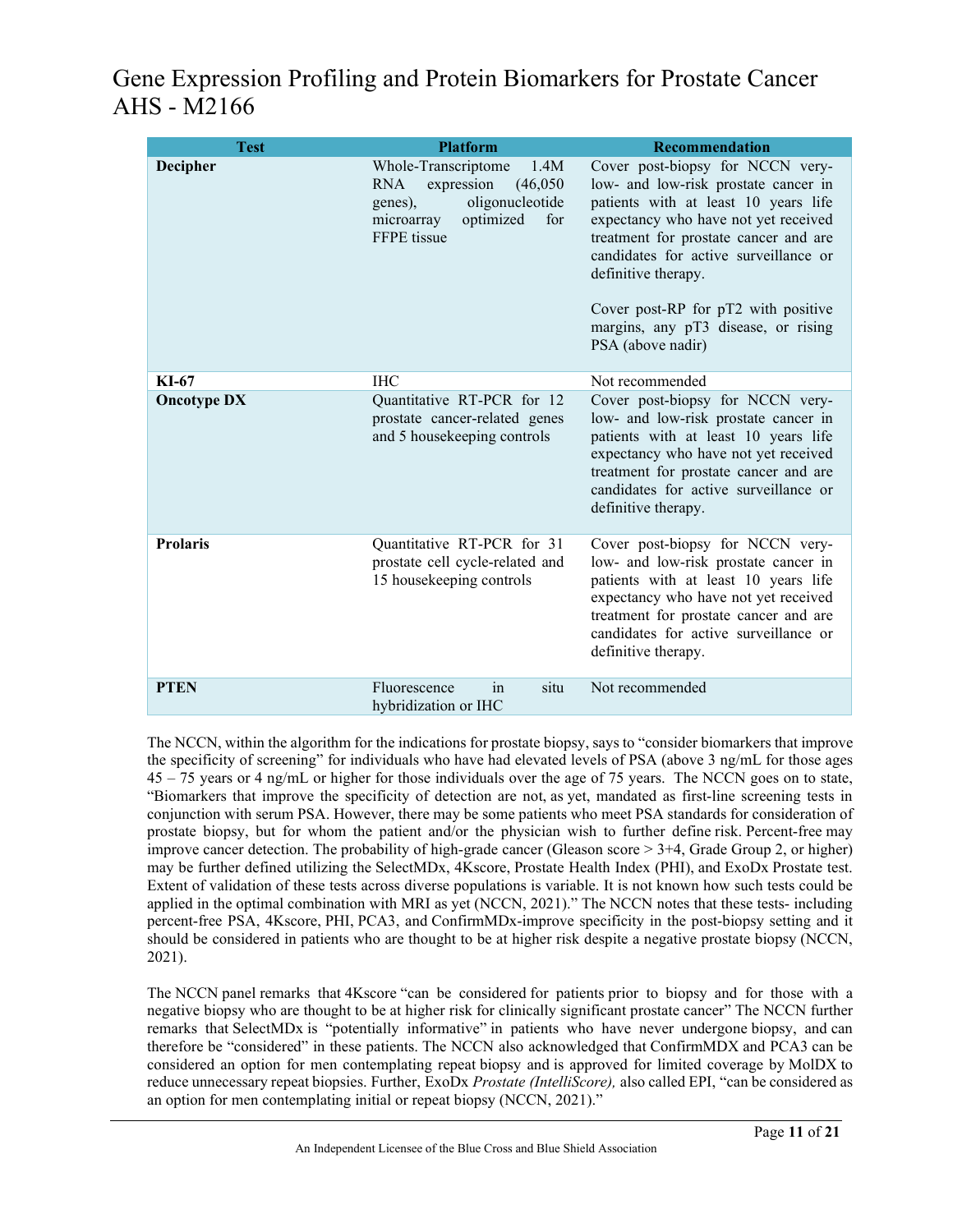| Test | Platform | Recommendation |
|---|---|---|
| **Decipher** | Whole-Transcriptome 1.4M RNA expression (46,050 genes), oligonucleotide microarray optimized for FFPE tissue | Cover post-biopsy for NCCN very-low- and low-risk prostate cancer in patients with at least 10 years life expectancy who have not yet received treatment for prostate cancer and are candidates for active surveillance or definitive therapy.<br><br>Cover post-RP for pT2 with positive margins, any pT3 disease, or rising PSA (above nadir) |
| **KI-67** | IHC | Not recommended |
| **Oncotype DX** | Quantitative RT-PCR for 12 prostate cancer-related genes and 5 housekeeping controls | Cover post-biopsy for NCCN very-low- and low-risk prostate cancer in patients with at least 10 years life expectancy who have not yet received treatment for prostate cancer and are candidates for active surveillance or definitive therapy. |
| **Prolaris** | Quantitative RT-PCR for 31 prostate cell cycle-related and 15 housekeeping controls | Cover post-biopsy for NCCN very-low- and low-risk prostate cancer in patients with at least 10 years life expectancy who have not yet received treatment for prostate cancer and are candidates for active surveillance or definitive therapy. |
| **PTEN** | Fluorescence in situ hybridization or IHC | Not recommended |

The NCCN, within the algorithm for the indications for prostate biopsy, says to "consider biomarkers that improve the specificity of screening" for individuals who have had elevated levels of PSA (above 3 ng/mL for those ages 45 – 75 years or 4 ng/mL or higher for those individuals over the age of 75 years. The NCCN goes on to state, "Biomarkers that improve the specificity of detection are not, as yet, mandated as first-line screening tests in conjunction with serum PSA. However, there may be some patients who meet PSA standards for consideration of prostate biopsy, but for whom the patient and/or the physician wish to further define risk. Percent-free may improve cancer detection. The probability of high-grade cancer (Gleason score > 3+4, Grade Group 2, or higher) may be further defined utilizing the SelectMDx, 4Kscore, Prostate Health Index (PHI), and ExoDx Prostate test. Extent of validation of these tests across diverse populations is variable. It is not known how such tests could be applied in the optimal combination with MRI as yet (NCCN, 2021)." The NCCN notes that these tests- including percent-free PSA, 4Kscore, PHI, PCA3, and ConfirmMDx-improve specificity in the post-biopsy setting and it should be considered in patients who are thought to be at higher risk despite a negative prostate biopsy (NCCN, 2021).

The NCCN panel remarks that 4Kscore "can be considered for patients prior to biopsy and for those with a negative biopsy who are thought to be at higher risk for clinically significant prostate cancer" The NCCN further remarks that SelectMDx is "potentially informative" in patients who have never undergone biopsy, and can therefore be "considered" in these patients. The NCCN also acknowledged that ConfirmMDX and PCA3 can be considered an option for men contemplating repeat biopsy and is approved for limited coverage by MolDX to reduce unnecessary repeat biopsies. Further, ExoDx *Prostate (IntelliScore),* also called EPI, "can be considered as an option for men contemplating initial or repeat biopsy (NCCN, 2021)."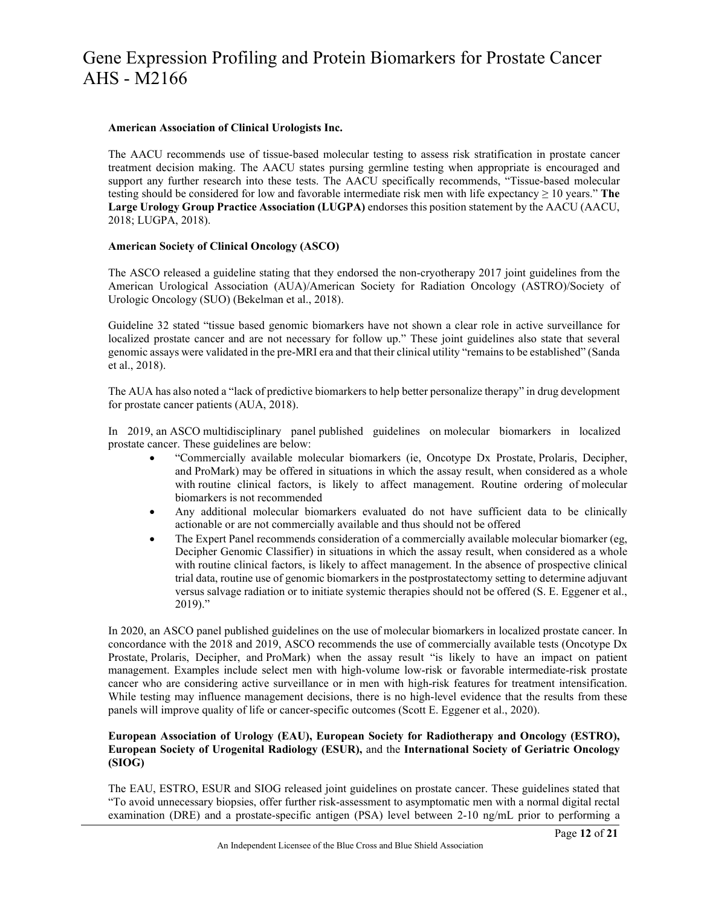**American Association of Clinical Urologists Inc.**

The AACU recommends use of tissue-based molecular testing to assess risk stratification in prostate cancer treatment decision making. The AACU states pursing germline testing when appropriate is encouraged and support any further research into these tests. The AACU specifically recommends, "Tissue-based molecular testing should be considered for low and favorable intermediate risk men with life expectancy ≥ 10 years." **The Large Urology Group Practice Association (LUGPA)** endorses this position statement by the AACU (AACU, 2018; LUGPA, 2018).

**American Society of Clinical Oncology (ASCO)**

The ASCO released a guideline stating that they endorsed the non-cryotherapy 2017 joint guidelines from the American Urological Association (AUA)/American Society for Radiation Oncology (ASTRO)/Society of Urologic Oncology (SUO) (Bekelman et al., 2018).

Guideline 32 stated "tissue based genomic biomarkers have not shown a clear role in active surveillance for localized prostate cancer and are not necessary for follow up." These joint guidelines also state that several genomic assays were validated in the pre-MRI era and that their clinical utility "remains to be established" (Sanda et al., 2018).

The AUA has also noted a "lack of predictive biomarkers to help better personalize therapy" in drug development for prostate cancer patients (AUA, 2018).

In 2019, an ASCO multidisciplinary panel published guidelines on molecular biomarkers in localized prostate cancer. These guidelines are below:

- "Commercially available molecular biomarkers (ie, Oncotype Dx Prostate, Prolaris, Decipher, and ProMark) may be offered in situations in which the assay result, when considered as a whole with routine clinical factors, is likely to affect management. Routine ordering of molecular biomarkers is not recommended
- Any additional molecular biomarkers evaluated do not have sufficient data to be clinically actionable or are not commercially available and thus should not be offered
- The Expert Panel recommends consideration of a commercially available molecular biomarker (eg, Decipher Genomic Classifier) in situations in which the assay result, when considered as a whole with routine clinical factors, is likely to affect management. In the absence of prospective clinical trial data, routine use of genomic biomarkers in the postprostatectomy setting to determine adjuvant versus salvage radiation or to initiate systemic therapies should not be offered (S. E. Eggener et al., 2019)."

In 2020, an ASCO panel published guidelines on the use of molecular biomarkers in localized prostate cancer. In concordance with the 2018 and 2019, ASCO recommends the use of commercially available tests (Oncotype Dx Prostate, Prolaris, Decipher, and ProMark) when the assay result "is likely to have an impact on patient management. Examples include select men with high-volume low-risk or favorable intermediate-risk prostate cancer who are considering active surveillance or in men with high-risk features for treatment intensification. While testing may influence management decisions, there is no high-level evidence that the results from these panels will improve quality of life or cancer-specific outcomes (Scott E. Eggener et al., 2020).

**European Association of Urology (EAU), European Society for Radiotherapy and Oncology (ESTRO), European Society of Urogenital Radiology (ESUR),** and the **International Society of Geriatric Oncology (SIOG)**

The EAU, ESTRO, ESUR and SIOG released joint guidelines on prostate cancer. These guidelines stated that "To avoid unnecessary biopsies, offer further risk-assessment to asymptomatic men with a normal digital rectal examination (DRE) and a prostate-specific antigen (PSA) level between 2-10 ng/mL prior to performing a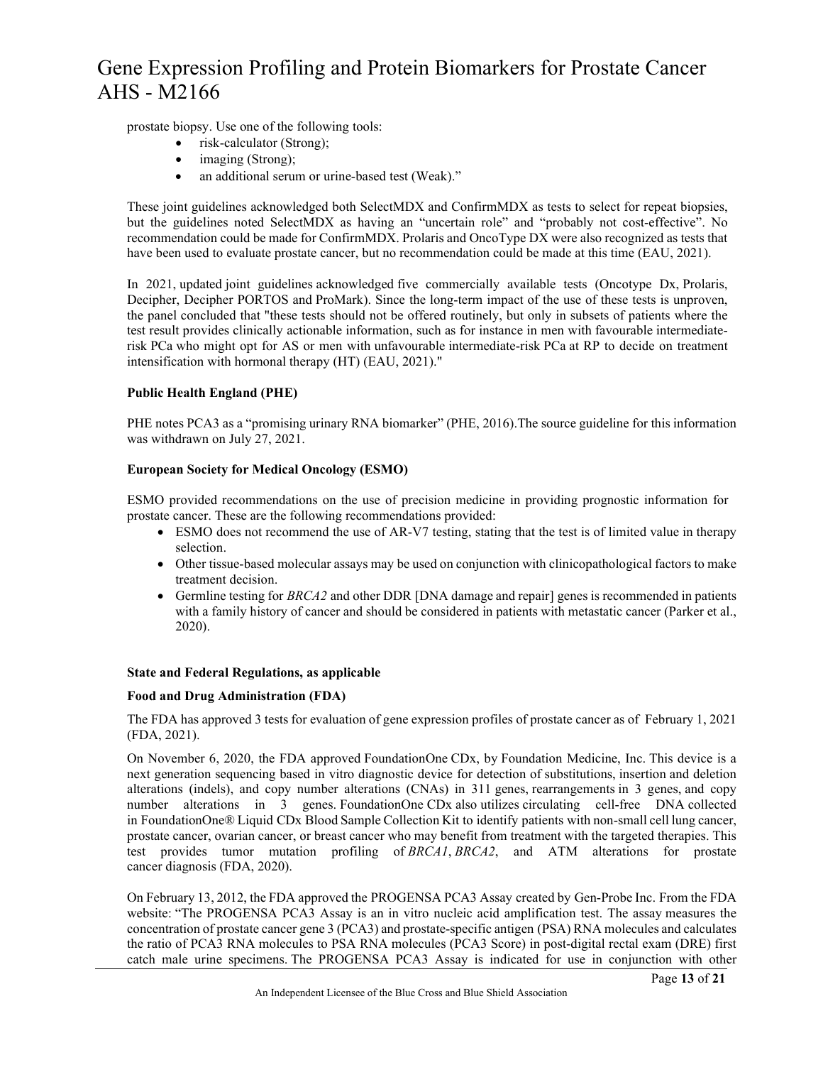prostate biopsy. Use one of the following tools:

- risk-calculator (Strong);
- imaging (Strong);
- an additional serum or urine-based test (Weak)."

These joint guidelines acknowledged both SelectMDX and ConfirmMDX as tests to select for repeat biopsies, but the guidelines noted SelectMDX as having an "uncertain role" and "probably not cost-effective". No recommendation could be made for ConfirmMDX. Prolaris and OncoType DX were also recognized as tests that have been used to evaluate prostate cancer, but no recommendation could be made at this time (EAU, 2021).

In 2021, updated joint guidelines acknowledged five commercially available tests (Oncotype Dx, Prolaris, Decipher, Decipher PORTOS and ProMark). Since the long-term impact of the use of these tests is unproven, the panel concluded that "these tests should not be offered routinely, but only in subsets of patients where the test result provides clinically actionable information, such as for instance in men with favourable intermediate-risk PCa who might opt for AS or men with unfavourable intermediate-risk PCa at RP to decide on treatment intensification with hormonal therapy (HT) (EAU, 2021)."

**Public Health England (PHE)**

PHE notes PCA3 as a "promising urinary RNA biomarker" (PHE, 2016).The source guideline for this information was withdrawn on July 27, 2021.

**European Society for Medical Oncology (ESMO)**

ESMO provided recommendations on the use of precision medicine in providing prognostic information for prostate cancer. These are the following recommendations provided:

- ESMO does not recommend the use of AR-V7 testing, stating that the test is of limited value in therapy selection.
- Other tissue-based molecular assays may be used on conjunction with clinicopathological factors to make treatment decision.
- Germline testing for *BRCA2* and other DDR [DNA damage and repair] genes is recommended in patients with a family history of cancer and should be considered in patients with metastatic cancer (Parker et al., 2020).

**State and Federal Regulations, as applicable**

**Food and Drug Administration (FDA)**

The FDA has approved 3 tests for evaluation of gene expression profiles of prostate cancer as of February 1, 2021 (FDA, 2021).

On November 6, 2020, the FDA approved FoundationOne CDx, by Foundation Medicine, Inc. This device is a next generation sequencing based in vitro diagnostic device for detection of substitutions, insertion and deletion alterations (indels), and copy number alterations (CNAs) in 311 genes, rearrangements in 3 genes, and copy number alterations in 3 genes. FoundationOne CDx also utilizes circulating cell-free DNA collected in FoundationOne® Liquid CDx Blood Sample Collection Kit to identify patients with non-small cell lung cancer, prostate cancer, ovarian cancer, or breast cancer who may benefit from treatment with the targeted therapies. This test provides tumor mutation profiling of *BRCA1*, *BRCA2*, and ATM alterations for prostate cancer diagnosis (FDA, 2020).

On February 13, 2012, the FDA approved the PROGENSA PCA3 Assay created by Gen-Probe Inc. From the FDA website: "The PROGENSA PCA3 Assay is an in vitro nucleic acid amplification test. The assay measures the concentration of prostate cancer gene 3 (PCA3) and prostate-specific antigen (PSA) RNA molecules and calculates the ratio of PCA3 RNA molecules to PSA RNA molecules (PCA3 Score) in post-digital rectal exam (DRE) first catch male urine specimens. The PROGENSA PCA3 Assay is indicated for use in conjunction with other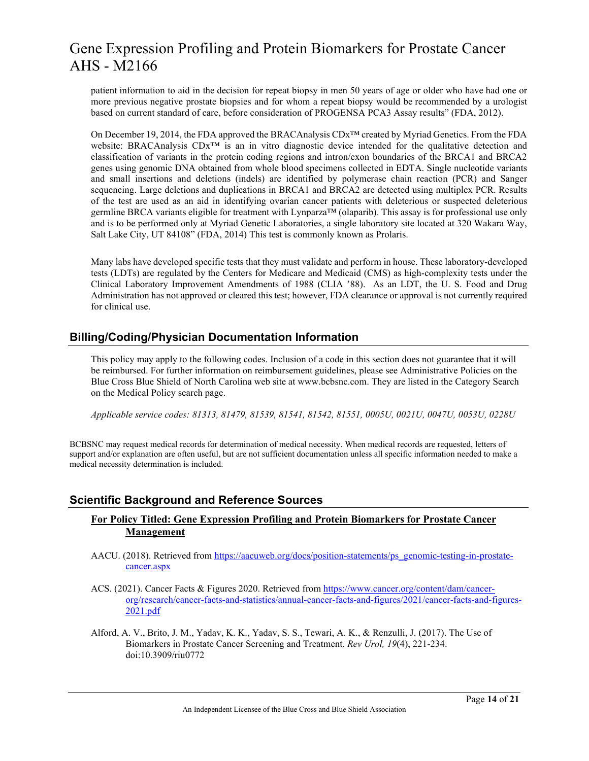patient information to aid in the decision for repeat biopsy in men 50 years of age or older who have had one or more previous negative prostate biopsies and for whom a repeat biopsy would be recommended by a urologist based on current standard of care, before consideration of PROGENSA PCA3 Assay results" (FDA, 2012).

On December 19, 2014, the FDA approved the BRACAnalysis CDx™ created by Myriad Genetics. From the FDA website: BRACAnalysis CDx™ is an in vitro diagnostic device intended for the qualitative detection and classification of variants in the protein coding regions and intron/exon boundaries of the BRCA1 and BRCA2 genes using genomic DNA obtained from whole blood specimens collected in EDTA. Single nucleotide variants and small insertions and deletions (indels) are identified by polymerase chain reaction (PCR) and Sanger sequencing. Large deletions and duplications in BRCA1 and BRCA2 are detected using multiplex PCR. Results of the test are used as an aid in identifying ovarian cancer patients with deleterious or suspected deleterious germline BRCA variants eligible for treatment with Lynparza™ (olaparib). This assay is for professional use only and is to be performed only at Myriad Genetic Laboratories, a single laboratory site located at 320 Wakara Way, Salt Lake City, UT 84108" (FDA, 2014) This test is commonly known as Prolaris.

Many labs have developed specific tests that they must validate and perform in house. These laboratory-developed tests (LDTs) are regulated by the Centers for Medicare and Medicaid (CMS) as high-complexity tests under the Clinical Laboratory Improvement Amendments of 1988 (CLIA '88). As an LDT, the U. S. Food and Drug Administration has not approved or cleared this test; however, FDA clearance or approval is not currently required for clinical use.

## Billing/Coding/Physician Documentation Information

This policy may apply to the following codes. Inclusion of a code in this section does not guarantee that it will be reimbursed. For further information on reimbursement guidelines, please see Administrative Policies on the Blue Cross Blue Shield of North Carolina web site at www.bcbsnc.com. They are listed in the Category Search on the Medical Policy search page.

*Applicable service codes: 81313, 81479, 81539, 81541, 81542, 81551, 0005U, 0021U, 0047U, 0053U, 0228U*

BCBSNC may request medical records for determination of medical necessity. When medical records are requested, letters of support and/or explanation are often useful, but are not sufficient documentation unless all specific information needed to make a medical necessity determination is included.

## Scientific Background and Reference Sources

**For Policy Titled: Gene Expression Profiling and Protein Biomarkers for Prostate Cancer Management**

AACU. (2018). Retrieved from https://aacuweb.org/docs/position-statements/ps_genomic-testing-in-prostate-cancer.aspx

ACS. (2021). Cancer Facts & Figures 2020. Retrieved from https://www.cancer.org/content/dam/cancer-org/research/cancer-facts-and-statistics/annual-cancer-facts-and-figures/2021/cancer-facts-and-figures-2021.pdf

Alford, A. V., Brito, J. M., Yadav, K. K., Yadav, S. S., Tewari, A. K., & Renzulli, J. (2017). The Use of Biomarkers in Prostate Cancer Screening and Treatment. *Rev Urol, 19*(4), 221-234. doi:10.3909/riu0772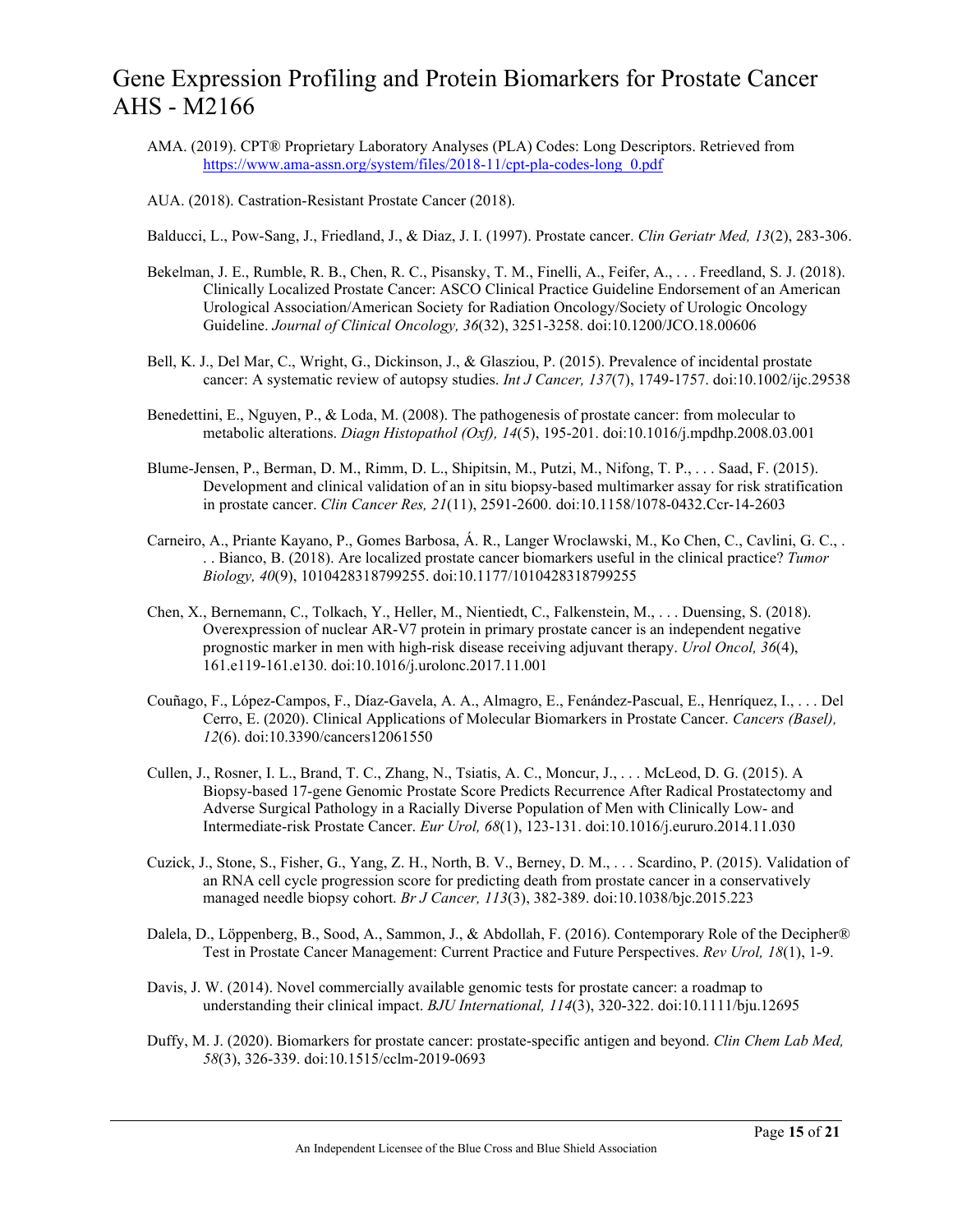AMA. (2019). CPT® Proprietary Laboratory Analyses (PLA) Codes: Long Descriptors. Retrieved from https://www.ama-assn.org/system/files/2018-11/cpt-pla-codes-long_0.pdf

AUA. (2018). Castration-Resistant Prostate Cancer (2018).

Balducci, L., Pow-Sang, J., Friedland, J., & Diaz, J. I. (1997). Prostate cancer. *Clin Geriatr Med, 13*(2), 283-306.

Bekelman, J. E., Rumble, R. B., Chen, R. C., Pisansky, T. M., Finelli, A., Feifer, A., . . . Freedland, S. J. (2018). Clinically Localized Prostate Cancer: ASCO Clinical Practice Guideline Endorsement of an American Urological Association/American Society for Radiation Oncology/Society of Urologic Oncology Guideline. *Journal of Clinical Oncology, 36*(32), 3251-3258. doi:10.1200/JCO.18.00606

Bell, K. J., Del Mar, C., Wright, G., Dickinson, J., & Glasziou, P. (2015). Prevalence of incidental prostate cancer: A systematic review of autopsy studies. *Int J Cancer, 137*(7), 1749-1757. doi:10.1002/ijc.29538

Benedettini, E., Nguyen, P., & Loda, M. (2008). The pathogenesis of prostate cancer: from molecular to metabolic alterations. *Diagn Histopathol (Oxf), 14*(5), 195-201. doi:10.1016/j.mpdhp.2008.03.001

Blume-Jensen, P., Berman, D. M., Rimm, D. L., Shipitsin, M., Putzi, M., Nifong, T. P., . . . Saad, F. (2015). Development and clinical validation of an in situ biopsy-based multimarker assay for risk stratification in prostate cancer. *Clin Cancer Res, 21*(11), 2591-2600. doi:10.1158/1078-0432.Ccr-14-2603

Carneiro, A., Priante Kayano, P., Gomes Barbosa, Á. R., Langer Wroclawski, M., Ko Chen, C., Cavlini, G. C., . . . Bianco, B. (2018). Are localized prostate cancer biomarkers useful in the clinical practice? *Tumor Biology, 40*(9), 1010428318799255. doi:10.1177/1010428318799255

Chen, X., Bernemann, C., Tolkach, Y., Heller, M., Nientiedt, C., Falkenstein, M., . . . Duensing, S. (2018). Overexpression of nuclear AR-V7 protein in primary prostate cancer is an independent negative prognostic marker in men with high-risk disease receiving adjuvant therapy. *Urol Oncol, 36*(4), 161.e119-161.e130. doi:10.1016/j.urolonc.2017.11.001

Couñago, F., López-Campos, F., Díaz-Gavela, A. A., Almagro, E., Fenández-Pascual, E., Henríquez, I., . . . Del Cerro, E. (2020). Clinical Applications of Molecular Biomarkers in Prostate Cancer. *Cancers (Basel), 12*(6). doi:10.3390/cancers12061550

Cullen, J., Rosner, I. L., Brand, T. C., Zhang, N., Tsiatis, A. C., Moncur, J., . . . McLeod, D. G. (2015). A Biopsy-based 17-gene Genomic Prostate Score Predicts Recurrence After Radical Prostatectomy and Adverse Surgical Pathology in a Racially Diverse Population of Men with Clinically Low- and Intermediate-risk Prostate Cancer. *Eur Urol, 68*(1), 123-131. doi:10.1016/j.eururo.2014.11.030

Cuzick, J., Stone, S., Fisher, G., Yang, Z. H., North, B. V., Berney, D. M., . . . Scardino, P. (2015). Validation of an RNA cell cycle progression score for predicting death from prostate cancer in a conservatively managed needle biopsy cohort. *Br J Cancer, 113*(3), 382-389. doi:10.1038/bjc.2015.223

Dalela, D., Löppenberg, B., Sood, A., Sammon, J., & Abdollah, F. (2016). Contemporary Role of the Decipher® Test in Prostate Cancer Management: Current Practice and Future Perspectives. *Rev Urol, 18*(1), 1-9.

Davis, J. W. (2014). Novel commercially available genomic tests for prostate cancer: a roadmap to understanding their clinical impact. *BJU International, 114*(3), 320-322. doi:10.1111/bju.12695

Duffy, M. J. (2020). Biomarkers for prostate cancer: prostate-specific antigen and beyond. *Clin Chem Lab Med, 58*(3), 326-339. doi:10.1515/cclm-2019-0693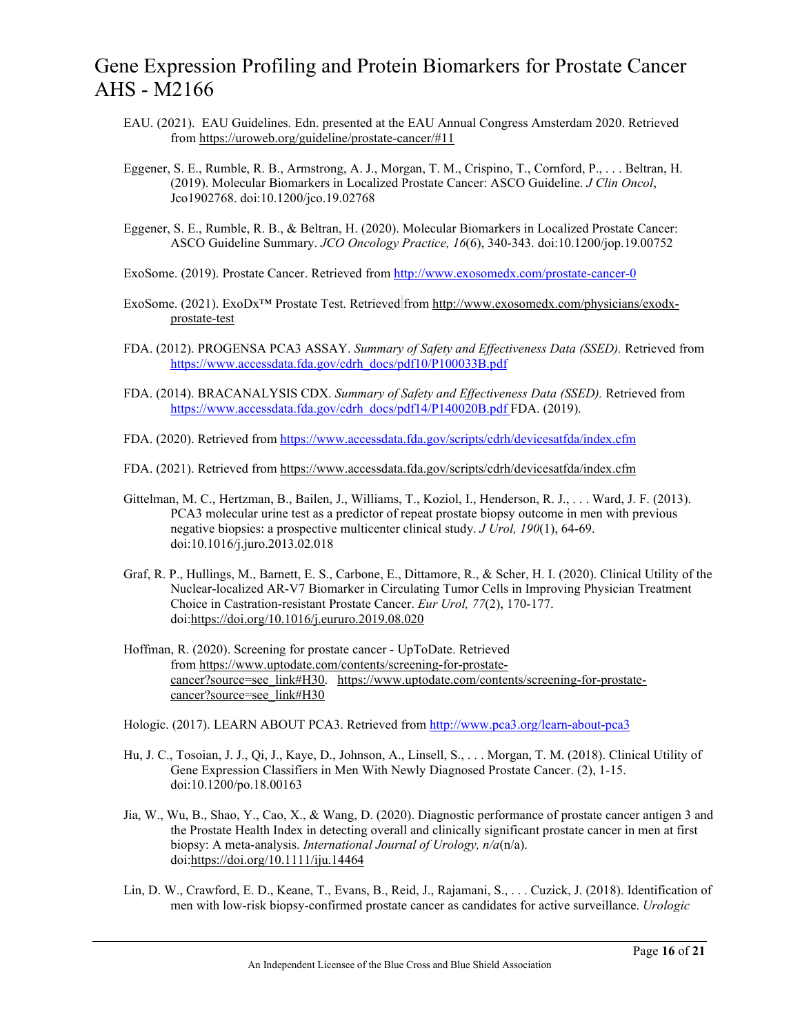EAU. (2021). EAU Guidelines. Edn. presented at the EAU Annual Congress Amsterdam 2020. Retrieved from https://uroweb.org/guideline/prostate-cancer/#11

Eggener, S. E., Rumble, R. B., Armstrong, A. J., Morgan, T. M., Crispino, T., Cornford, P., . . . Beltran, H. (2019). Molecular Biomarkers in Localized Prostate Cancer: ASCO Guideline. *J Clin Oncol*, Jco1902768. doi:10.1200/jco.19.02768

Eggener, S. E., Rumble, R. B., & Beltran, H. (2020). Molecular Biomarkers in Localized Prostate Cancer: ASCO Guideline Summary. *JCO Oncology Practice, 16*(6), 340-343. doi:10.1200/jop.19.00752

ExoSome. (2019). Prostate Cancer. Retrieved from http://www.exosomedx.com/prostate-cancer-0

ExoSome. (2021). ExoDx™ Prostate Test. Retrieved from http://www.exosomedx.com/physicians/exodx-prostate-test

FDA. (2012). PROGENSA PCA3 ASSAY. *Summary of Safety and Effectiveness Data (SSED).* Retrieved from https://www.accessdata.fda.gov/cdrh_docs/pdf10/P100033B.pdf

FDA. (2014). BRACANALYSIS CDX. *Summary of Safety and Effectiveness Data (SSED).* Retrieved from https://www.accessdata.fda.gov/cdrh_docs/pdf14/P140020B.pdf FDA. (2019).

FDA. (2020). Retrieved from https://www.accessdata.fda.gov/scripts/cdrh/devicesatfda/index.cfm

FDA. (2021). Retrieved from https://www.accessdata.fda.gov/scripts/cdrh/devicesatfda/index.cfm

Gittelman, M. C., Hertzman, B., Bailen, J., Williams, T., Koziol, I., Henderson, R. J., . . . Ward, J. F. (2013). PCA3 molecular urine test as a predictor of repeat prostate biopsy outcome in men with previous negative biopsies: a prospective multicenter clinical study. *J Urol, 190*(1), 64-69. doi:10.1016/j.juro.2013.02.018

Graf, R. P., Hullings, M., Barnett, E. S., Carbone, E., Dittamore, R., & Scher, H. I. (2020). Clinical Utility of the Nuclear-localized AR-V7 Biomarker in Circulating Tumor Cells in Improving Physician Treatment Choice in Castration-resistant Prostate Cancer. *Eur Urol, 77*(2), 170-177. doi:https://doi.org/10.1016/j.eururo.2019.08.020

Hoffman, R. (2020). Screening for prostate cancer - UpToDate. Retrieved from https://www.uptodate.com/contents/screening-for-prostate-cancer?source=see_link#H30. https://www.uptodate.com/contents/screening-for-prostate-cancer?source=see_link#H30

Hologic. (2017). LEARN ABOUT PCA3. Retrieved from http://www.pca3.org/learn-about-pca3

Hu, J. C., Tosoian, J. J., Qi, J., Kaye, D., Johnson, A., Linsell, S., . . . Morgan, T. M. (2018). Clinical Utility of Gene Expression Classifiers in Men With Newly Diagnosed Prostate Cancer. (2), 1-15. doi:10.1200/po.18.00163

Jia, W., Wu, B., Shao, Y., Cao, X., & Wang, D. (2020). Diagnostic performance of prostate cancer antigen 3 and the Prostate Health Index in detecting overall and clinically significant prostate cancer in men at first biopsy: A meta-analysis. *International Journal of Urology, n/a*(n/a). doi:https://doi.org/10.1111/iju.14464

Lin, D. W., Crawford, E. D., Keane, T., Evans, B., Reid, J., Rajamani, S., . . . Cuzick, J. (2018). Identification of men with low-risk biopsy-confirmed prostate cancer as candidates for active surveillance. *Urologic*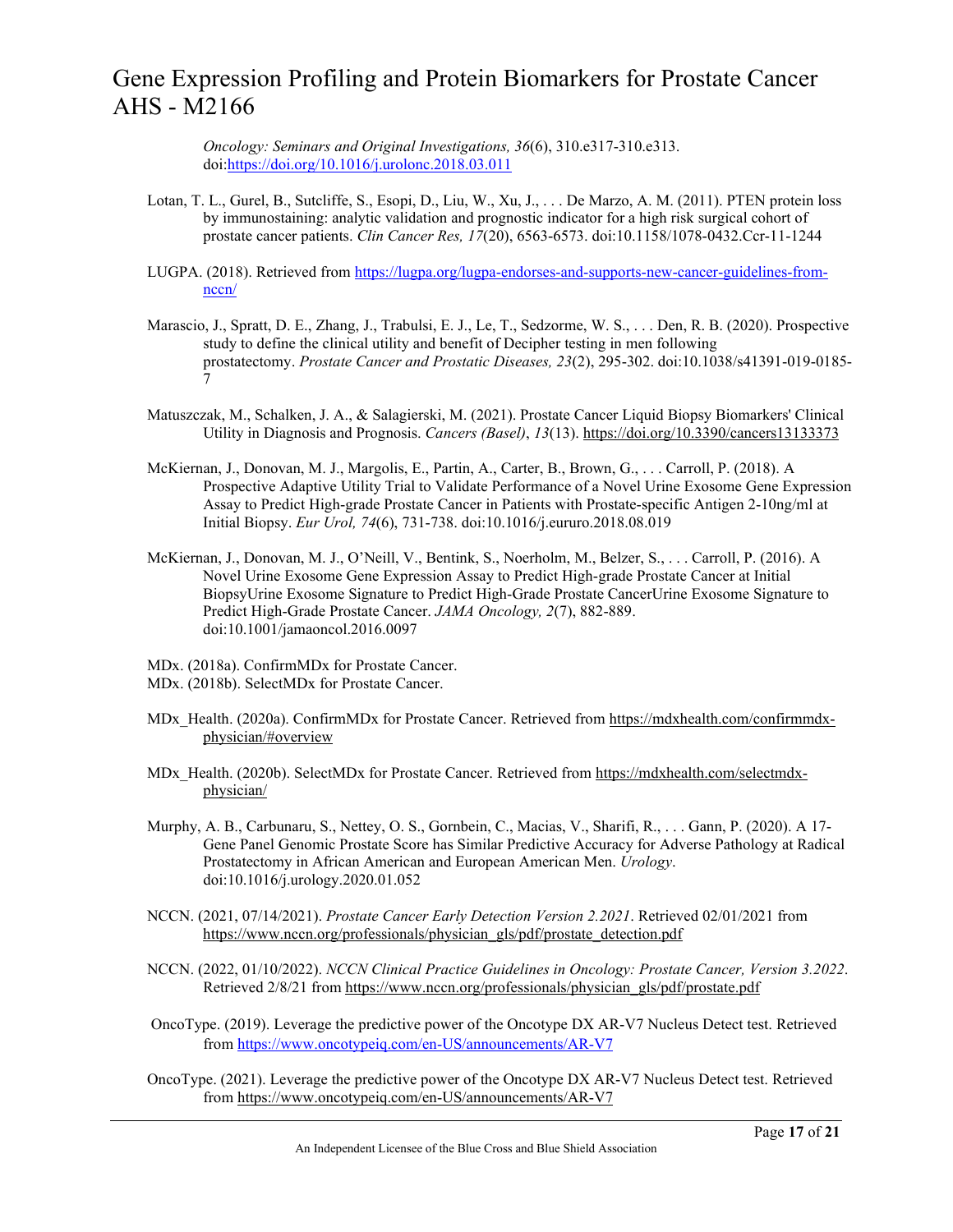*Oncology: Seminars and Original Investigations, 36*(6), 310.e317-310.e313. doi:https://doi.org/10.1016/j.urolonc.2018.03.011

Lotan, T. L., Gurel, B., Sutcliffe, S., Esopi, D., Liu, W., Xu, J., . . . De Marzo, A. M. (2011). PTEN protein loss by immunostaining: analytic validation and prognostic indicator for a high risk surgical cohort of prostate cancer patients. *Clin Cancer Res, 17*(20), 6563-6573. doi:10.1158/1078-0432.Ccr-11-1244

LUGPA. (2018). Retrieved from https://lugpa.org/lugpa-endorses-and-supports-new-cancer-guidelines-from-nccn/

Marascio, J., Spratt, D. E., Zhang, J., Trabulsi, E. J., Le, T., Sedzorme, W. S., . . . Den, R. B. (2020). Prospective study to define the clinical utility and benefit of Decipher testing in men following prostatectomy. *Prostate Cancer and Prostatic Diseases, 23*(2), 295-302. doi:10.1038/s41391-019-0185-7

Matuszczak, M., Schalken, J. A., & Salagierski, M. (2021). Prostate Cancer Liquid Biopsy Biomarkers' Clinical Utility in Diagnosis and Prognosis. *Cancers (Basel)*, *13*(13). https://doi.org/10.3390/cancers13133373

McKiernan, J., Donovan, M. J., Margolis, E., Partin, A., Carter, B., Brown, G., . . . Carroll, P. (2018). A Prospective Adaptive Utility Trial to Validate Performance of a Novel Urine Exosome Gene Expression Assay to Predict High-grade Prostate Cancer in Patients with Prostate-specific Antigen 2-10ng/ml at Initial Biopsy. *Eur Urol, 74*(6), 731-738. doi:10.1016/j.eururo.2018.08.019

McKiernan, J., Donovan, M. J., O'Neill, V., Bentink, S., Noerholm, M., Belzer, S., . . . Carroll, P. (2016). A Novel Urine Exosome Gene Expression Assay to Predict High-grade Prostate Cancer at Initial BiopsyUrine Exosome Signature to Predict High-Grade Prostate CancerUrine Exosome Signature to Predict High-Grade Prostate Cancer. *JAMA Oncology, 2*(7), 882-889. doi:10.1001/jamaoncol.2016.0097

MDx. (2018a). ConfirmMDx for Prostate Cancer.

MDx. (2018b). SelectMDx for Prostate Cancer.

MDx_Health. (2020a). ConfirmMDx for Prostate Cancer. Retrieved from https://mdxhealth.com/confirmmdx-physician/#overview

MDx_Health. (2020b). SelectMDx for Prostate Cancer. Retrieved from https://mdxhealth.com/selectmdx-physician/

Murphy, A. B., Carbunaru, S., Nettey, O. S., Gornbein, C., Macias, V., Sharifi, R., . . . Gann, P. (2020). A 17-Gene Panel Genomic Prostate Score has Similar Predictive Accuracy for Adverse Pathology at Radical Prostatectomy in African American and European American Men. *Urology*. doi:10.1016/j.urology.2020.01.052

NCCN. (2021, 07/14/2021). *Prostate Cancer Early Detection Version 2.2021*. Retrieved 02/01/2021 from https://www.nccn.org/professionals/physician_gls/pdf/prostate_detection.pdf

NCCN. (2022, 01/10/2022). *NCCN Clinical Practice Guidelines in Oncology: Prostate Cancer, Version 3.2022*. Retrieved 2/8/21 from https://www.nccn.org/professionals/physician_gls/pdf/prostate.pdf

OncoType. (2019). Leverage the predictive power of the Oncotype DX AR-V7 Nucleus Detect test. Retrieved from https://www.oncotypeiq.com/en-US/announcements/AR-V7

OncoType. (2021). Leverage the predictive power of the Oncotype DX AR-V7 Nucleus Detect test. Retrieved from https://www.oncotypeiq.com/en-US/announcements/AR-V7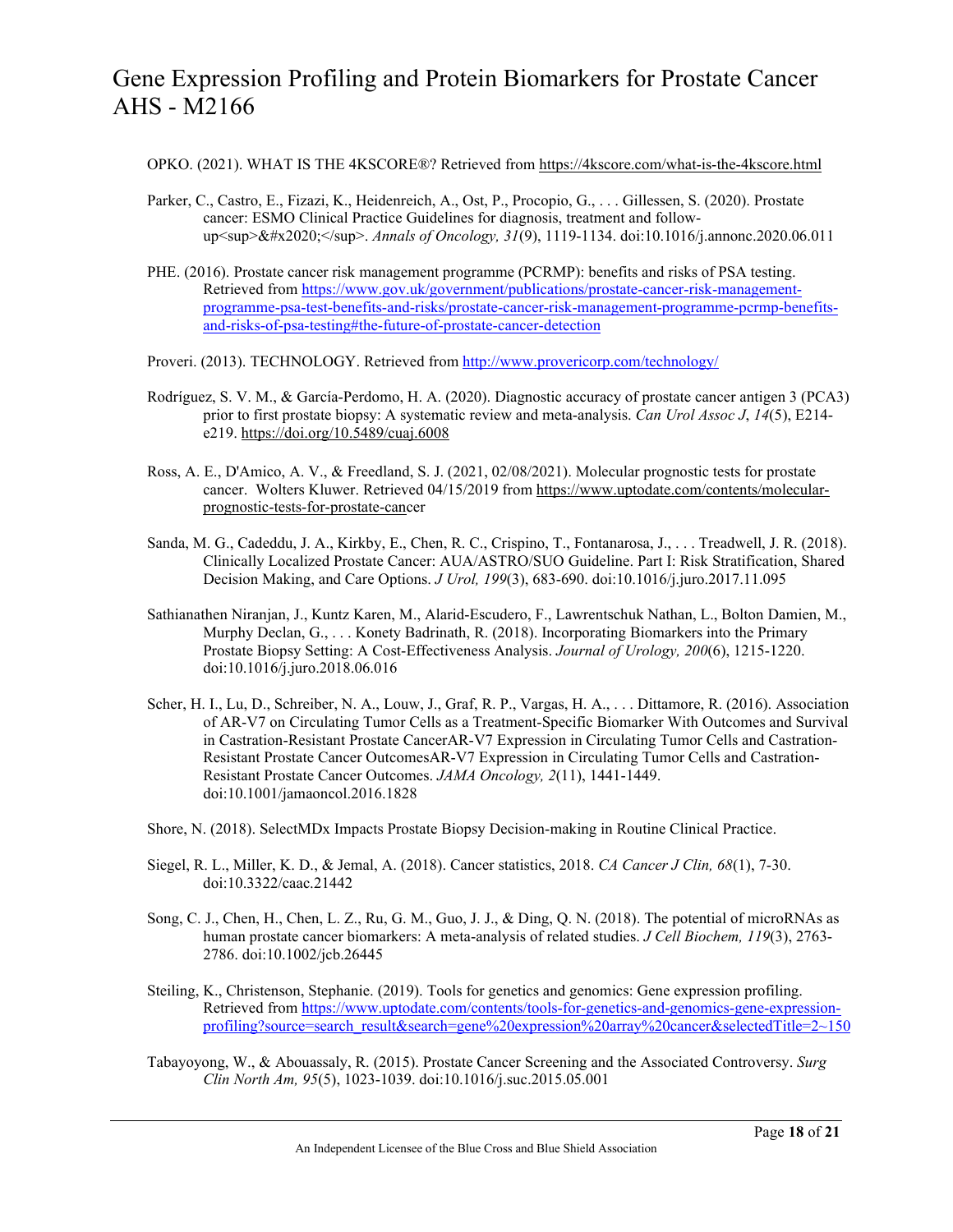OPKO. (2021). WHAT IS THE 4KSCORE®? Retrieved from https://4kscore.com/what-is-the-4kscore.html

Parker, C., Castro, E., Fizazi, K., Heidenreich, A., Ost, P., Procopio, G., . . . Gillessen, S. (2020). Prostate cancer: ESMO Clinical Practice Guidelines for diagnosis, treatment and follow-up<sup>&#x2020;</sup>. *Annals of Oncology, 31*(9), 1119-1134. doi:10.1016/j.annonc.2020.06.011

PHE. (2016). Prostate cancer risk management programme (PCRMP): benefits and risks of PSA testing. Retrieved from https://www.gov.uk/government/publications/prostate-cancer-risk-management-programme-psa-test-benefits-and-risks/prostate-cancer-risk-management-programme-pcrmp-benefits-and-risks-of-psa-testing#the-future-of-prostate-cancer-detection

Proveri. (2013). TECHNOLOGY. Retrieved from http://www.provericorp.com/technology/

Rodríguez, S. V. M., & García-Perdomo, H. A. (2020). Diagnostic accuracy of prostate cancer antigen 3 (PCA3) prior to first prostate biopsy: A systematic review and meta-analysis. *Can Urol Assoc J*, *14*(5), E214-e219. https://doi.org/10.5489/cuaj.6008

Ross, A. E., D'Amico, A. V., & Freedland, S. J. (2021, 02/08/2021). Molecular prognostic tests for prostate cancer. Wolters Kluwer. Retrieved 04/15/2019 from https://www.uptodate.com/contents/molecular-prognostic-tests-for-prostate-cancer

Sanda, M. G., Cadeddu, J. A., Kirkby, E., Chen, R. C., Crispino, T., Fontanarosa, J., . . . Treadwell, J. R. (2018). Clinically Localized Prostate Cancer: AUA/ASTRO/SUO Guideline. Part I: Risk Stratification, Shared Decision Making, and Care Options. *J Urol, 199*(3), 683-690. doi:10.1016/j.juro.2017.11.095

Sathianathen Niranjan, J., Kuntz Karen, M., Alarid-Escudero, F., Lawrentschuk Nathan, L., Bolton Damien, M., Murphy Declan, G., . . . Konety Badrinath, R. (2018). Incorporating Biomarkers into the Primary Prostate Biopsy Setting: A Cost-Effectiveness Analysis. *Journal of Urology, 200*(6), 1215-1220. doi:10.1016/j.juro.2018.06.016

Scher, H. I., Lu, D., Schreiber, N. A., Louw, J., Graf, R. P., Vargas, H. A., . . . Dittamore, R. (2016). Association of AR-V7 on Circulating Tumor Cells as a Treatment-Specific Biomarker With Outcomes and Survival in Castration-Resistant Prostate CancerAR-V7 Expression in Circulating Tumor Cells and Castration-Resistant Prostate Cancer OutcomesAR-V7 Expression in Circulating Tumor Cells and Castration-Resistant Prostate Cancer Outcomes. *JAMA Oncology, 2*(11), 1441-1449. doi:10.1001/jamaoncol.2016.1828

Shore, N. (2018). SelectMDx Impacts Prostate Biopsy Decision-making in Routine Clinical Practice.

Siegel, R. L., Miller, K. D., & Jemal, A. (2018). Cancer statistics, 2018. *CA Cancer J Clin, 68*(1), 7-30. doi:10.3322/caac.21442

Song, C. J., Chen, H., Chen, L. Z., Ru, G. M., Guo, J. J., & Ding, Q. N. (2018). The potential of microRNAs as human prostate cancer biomarkers: A meta-analysis of related studies. *J Cell Biochem, 119*(3), 2763-2786. doi:10.1002/jcb.26445

Steiling, K., Christenson, Stephanie. (2019). Tools for genetics and genomics: Gene expression profiling. Retrieved from https://www.uptodate.com/contents/tools-for-genetics-and-genomics-gene-expression-profiling?source=search_result&search=gene%20expression%20array%20cancer&selectedTitle=2~150

Tabayoyong, W., & Abouassaly, R. (2015). Prostate Cancer Screening and the Associated Controversy. *Surg Clin North Am, 95*(5), 1023-1039. doi:10.1016/j.suc.2015.05.001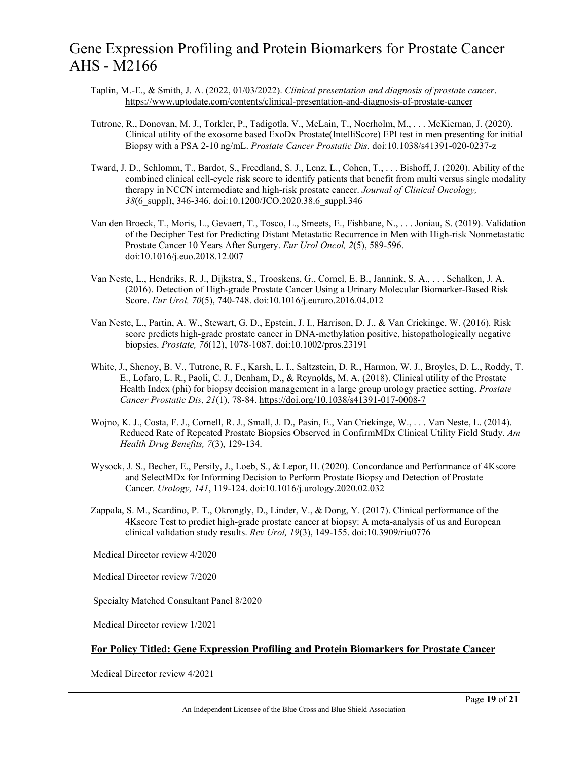Taplin, M.-E., & Smith, J. A. (2022, 01/03/2022). *Clinical presentation and diagnosis of prostate cancer*. https://www.uptodate.com/contents/clinical-presentation-and-diagnosis-of-prostate-cancer

Tutrone, R., Donovan, M. J., Torkler, P., Tadigotla, V., McLain, T., Noerholm, M., . . . McKiernan, J. (2020). Clinical utility of the exosome based ExoDx Prostate(IntelliScore) EPI test in men presenting for initial Biopsy with a PSA 2-10 ng/mL. *Prostate Cancer Prostatic Dis*. doi:10.1038/s41391-020-0237-z

Tward, J. D., Schlomm, T., Bardot, S., Freedland, S. J., Lenz, L., Cohen, T., . . . Bishoff, J. (2020). Ability of the combined clinical cell-cycle risk score to identify patients that benefit from multi versus single modality therapy in NCCN intermediate and high-risk prostate cancer. *Journal of Clinical Oncology, 38*(6_suppl), 346-346. doi:10.1200/JCO.2020.38.6_suppl.346

Van den Broeck, T., Moris, L., Gevaert, T., Tosco, L., Smeets, E., Fishbane, N., . . . Joniau, S. (2019). Validation of the Decipher Test for Predicting Distant Metastatic Recurrence in Men with High-risk Nonmetastatic Prostate Cancer 10 Years After Surgery. *Eur Urol Oncol, 2*(5), 589-596. doi:10.1016/j.euo.2018.12.007

Van Neste, L., Hendriks, R. J., Dijkstra, S., Trooskens, G., Cornel, E. B., Jannink, S. A., . . . Schalken, J. A. (2016). Detection of High-grade Prostate Cancer Using a Urinary Molecular Biomarker-Based Risk Score. *Eur Urol, 70*(5), 740-748. doi:10.1016/j.eururo.2016.04.012

Van Neste, L., Partin, A. W., Stewart, G. D., Epstein, J. I., Harrison, D. J., & Van Criekinge, W. (2016). Risk score predicts high-grade prostate cancer in DNA-methylation positive, histopathologically negative biopsies. *Prostate, 76*(12), 1078-1087. doi:10.1002/pros.23191

White, J., Shenoy, B. V., Tutrone, R. F., Karsh, L. I., Saltzstein, D. R., Harmon, W. J., Broyles, D. L., Roddy, T. E., Lofaro, L. R., Paoli, C. J., Denham, D., & Reynolds, M. A. (2018). Clinical utility of the Prostate Health Index (phi) for biopsy decision management in a large group urology practice setting. *Prostate Cancer Prostatic Dis*, *21*(1), 78-84. https://doi.org/10.1038/s41391-017-0008-7

Wojno, K. J., Costa, F. J., Cornell, R. J., Small, J. D., Pasin, E., Van Criekinge, W., . . . Van Neste, L. (2014). Reduced Rate of Repeated Prostate Biopsies Observed in ConfirmMDx Clinical Utility Field Study. *Am Health Drug Benefits, 7*(3), 129-134.

Wysock, J. S., Becher, E., Persily, J., Loeb, S., & Lepor, H. (2020). Concordance and Performance of 4Kscore and SelectMDx for Informing Decision to Perform Prostate Biopsy and Detection of Prostate Cancer. *Urology, 141*, 119-124. doi:10.1016/j.urology.2020.02.032

Zappala, S. M., Scardino, P. T., Okrongly, D., Linder, V., & Dong, Y. (2017). Clinical performance of the 4Kscore Test to predict high-grade prostate cancer at biopsy: A meta-analysis of us and European clinical validation study results. *Rev Urol, 19*(3), 149-155. doi:10.3909/riu0776

Medical Director review 4/2020

Medical Director review 7/2020

Specialty Matched Consultant Panel 8/2020

Medical Director review 1/2021

**For Policy Titled: Gene Expression Profiling and Protein Biomarkers for Prostate Cancer**

Medical Director review 4/2021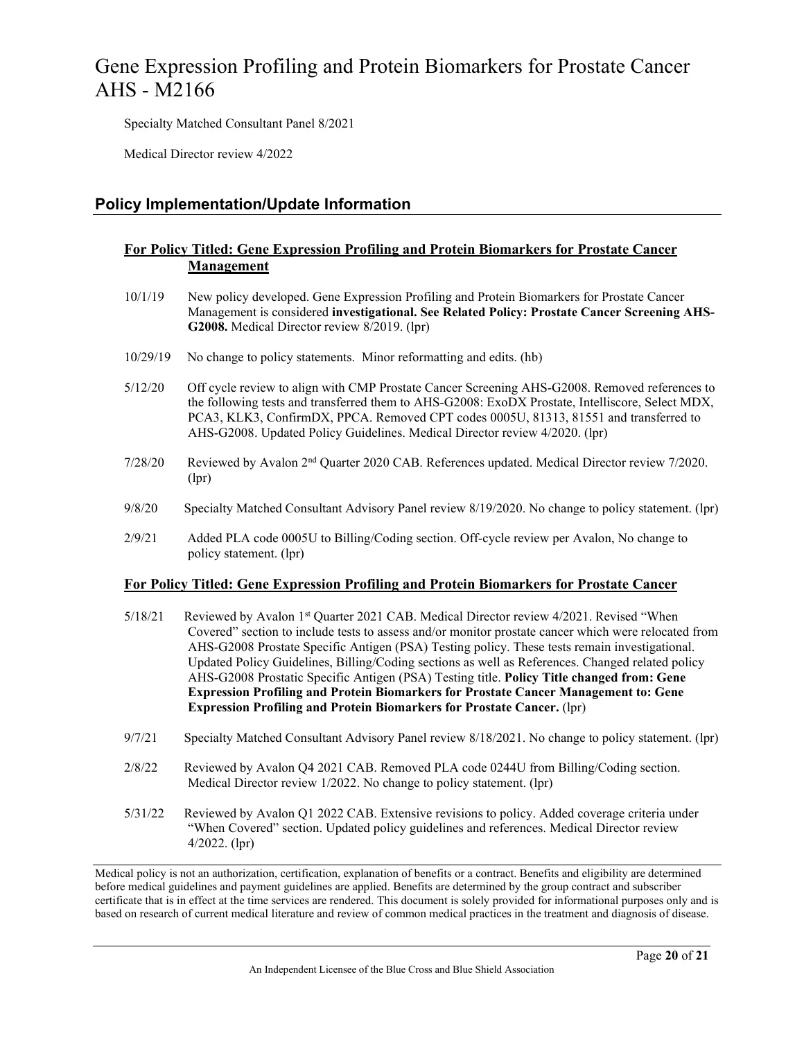Specialty Matched Consultant Panel 8/2021

Medical Director review 4/2022

## Policy Implementation/Update Information

### For Policy Titled: Gene Expression Profiling and Protein Biomarkers for Prostate Cancer Management

10/1/19 New policy developed. Gene Expression Profiling and Protein Biomarkers for Prostate Cancer Management is considered **investigational. See Related Policy: Prostate Cancer Screening AHS-G2008.** Medical Director review 8/2019. (lpr)

10/29/19 No change to policy statements. Minor reformatting and edits. (hb)

5/12/20 Off cycle review to align with CMP Prostate Cancer Screening AHS-G2008. Removed references to the following tests and transferred them to AHS-G2008: ExoDX Prostate, Intelliscore, Select MDX, PCA3, KLK3, ConfirmDX, PPCA. Removed CPT codes 0005U, 81313, 81551 and transferred to AHS-G2008. Updated Policy Guidelines. Medical Director review 4/2020. (lpr)

7/28/20 Reviewed by Avalon 2nd Quarter 2020 CAB. References updated. Medical Director review 7/2020. (lpr)

9/8/20 Specialty Matched Consultant Advisory Panel review 8/19/2020. No change to policy statement. (lpr)

2/9/21 Added PLA code 0005U to Billing/Coding section. Off-cycle review per Avalon, No change to policy statement. (lpr)

### For Policy Titled: Gene Expression Profiling and Protein Biomarkers for Prostate Cancer

5/18/21 Reviewed by Avalon 1st Quarter 2021 CAB. Medical Director review 4/2021. Revised "When Covered" section to include tests to assess and/or monitor prostate cancer which were relocated from AHS-G2008 Prostate Specific Antigen (PSA) Testing policy. These tests remain investigational. Updated Policy Guidelines, Billing/Coding sections as well as References. Changed related policy AHS-G2008 Prostatic Specific Antigen (PSA) Testing title. **Policy Title changed from: Gene Expression Profiling and Protein Biomarkers for Prostate Cancer Management to: Gene Expression Profiling and Protein Biomarkers for Prostate Cancer.** (lpr)

9/7/21 Specialty Matched Consultant Advisory Panel review 8/18/2021. No change to policy statement. (lpr)

2/8/22 Reviewed by Avalon Q4 2021 CAB. Removed PLA code 0244U from Billing/Coding section. Medical Director review 1/2022. No change to policy statement. (lpr)

5/31/22 Reviewed by Avalon Q1 2022 CAB. Extensive revisions to policy. Added coverage criteria under "When Covered" section. Updated policy guidelines and references. Medical Director review 4/2022. (lpr)

Medical policy is not an authorization, certification, explanation of benefits or a contract. Benefits and eligibility are determined before medical guidelines and payment guidelines are applied. Benefits are determined by the group contract and subscriber certificate that is in effect at the time services are rendered. This document is solely provided for informational purposes only and is based on research of current medical literature and review of common medical practices in the treatment and diagnosis of disease.